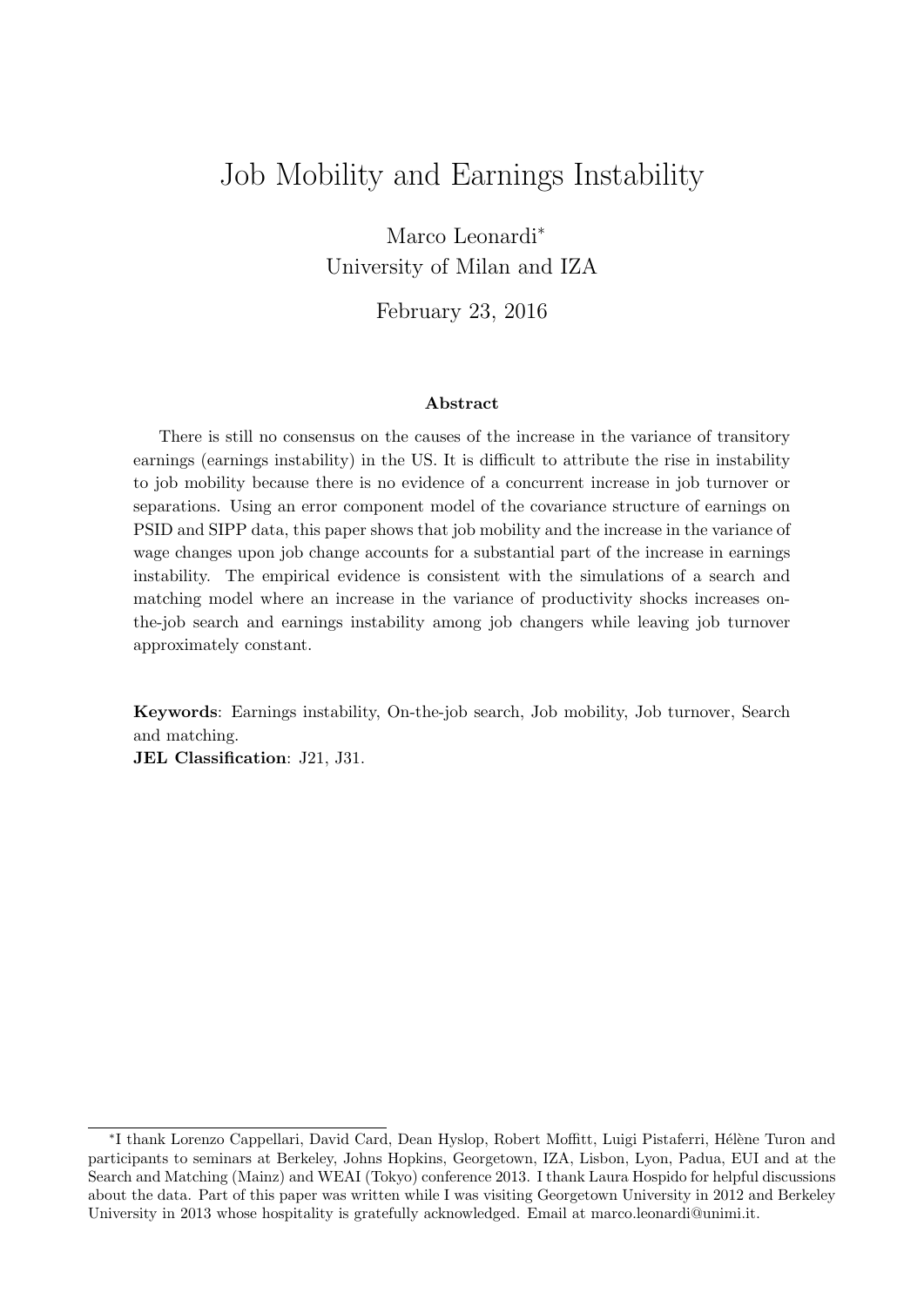# Job Mobility and Earnings Instability

Marco Leonardi*
University of Milan and IZA

February 23, 2016

### Abstract

There is still no consensus on the causes of the increase in the variance of transitory earnings (earnings instability) in the US. It is difficult to attribute the rise in instability to job mobility because there is no evidence of a concurrent increase in job turnover or separations. Using an error component model of the covariance structure of earnings on PSID and SIPP data, this paper shows that job mobility and the increase in the variance of wage changes upon job change accounts for a substantial part of the increase in earnings instability. The empirical evidence is consistent with the simulations of a search and matching model where an increase in the variance of productivity shocks increases on-the-job search and earnings instability among job changers while leaving job turnover approximately constant.

**Keywords**: Earnings instability, On-the-job search, Job mobility, Job turnover, Search and matching.
**JEL Classification**: J21, J31.

*I thank Lorenzo Cappellari, David Card, Dean Hyslop, Robert Moffitt, Luigi Pistaferri, Hélène Turon and participants to seminars at Berkeley, Johns Hopkins, Georgetown, IZA, Lisbon, Lyon, Padua, EUI and at the Search and Matching (Mainz) and WEAI (Tokyo) conference 2013. I thank Laura Hospido for helpful discussions about the data. Part of this paper was written while I was visiting Georgetown University in 2012 and Berkeley University in 2013 whose hospitality is gratefully acknowledged. Email at marco.leonardi@unimi.it.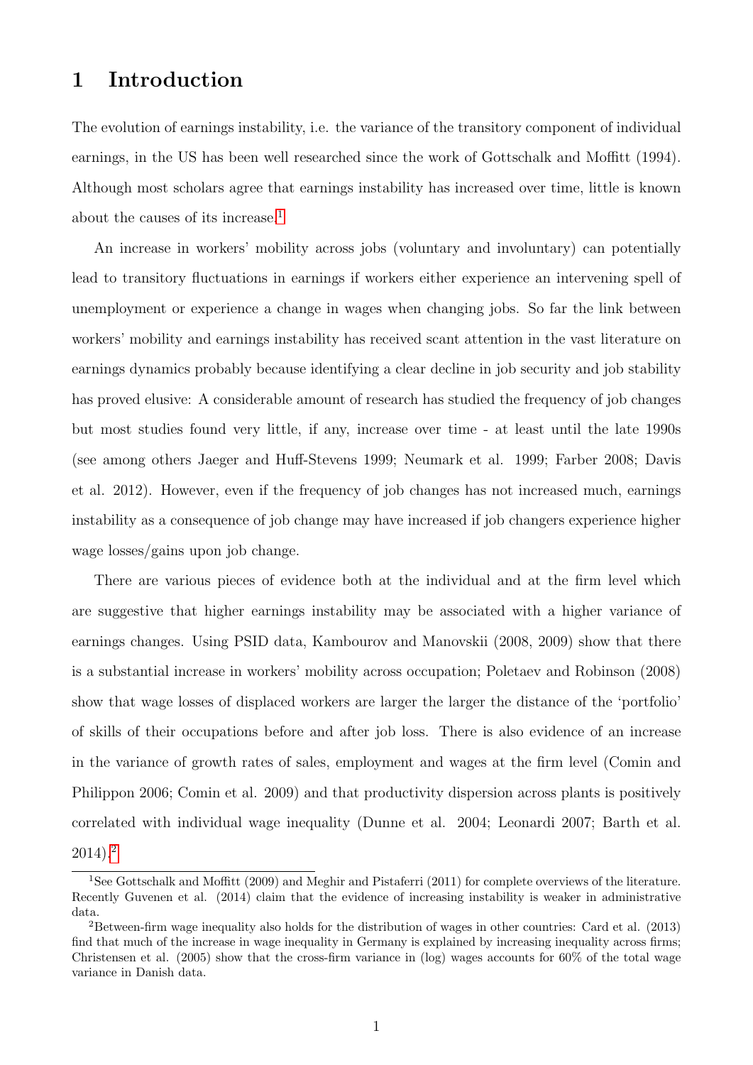# 1 Introduction

The evolution of earnings instability, i.e. the variance of the transitory component of individual earnings, in the US has been well researched since the work of Gottschalk and Moffitt (1994). Although most scholars agree that earnings instability has increased over time, little is known about the causes of its increase.[1]

An increase in workers' mobility across jobs (voluntary and involuntary) can potentially lead to transitory fluctuations in earnings if workers either experience an intervening spell of unemployment or experience a change in wages when changing jobs. So far the link between workers' mobility and earnings instability has received scant attention in the vast literature on earnings dynamics probably because identifying a clear decline in job security and job stability has proved elusive: A considerable amount of research has studied the frequency of job changes but most studies found very little, if any, increase over time - at least until the late 1990s (see among others Jaeger and Huff-Stevens 1999; Neumark et al. 1999; Farber 2008; Davis et al. 2012). However, even if the frequency of job changes has not increased much, earnings instability as a consequence of job change may have increased if job changers experience higher wage losses/gains upon job change.

There are various pieces of evidence both at the individual and at the firm level which are suggestive that higher earnings instability may be associated with a higher variance of earnings changes. Using PSID data, Kambourov and Manovskii (2008, 2009) show that there is a substantial increase in workers' mobility across occupation; Poletaev and Robinson (2008) show that wage losses of displaced workers are larger the larger the distance of the 'portfolio' of skills of their occupations before and after job loss. There is also evidence of an increase in the variance of growth rates of sales, employment and wages at the firm level (Comin and Philippon 2006; Comin et al. 2009) and that productivity dispersion across plants is positively correlated with individual wage inequality (Dunne et al. 2004; Leonardi 2007; Barth et al. 2014).[2]

[1] See Gottschalk and Moffitt (2009) and Meghir and Pistaferri (2011) for complete overviews of the literature. Recently Guvenen et al. (2014) claim that the evidence of increasing instability is weaker in administrative data.

[2] Between-firm wage inequality also holds for the distribution of wages in other countries: Card et al. (2013) find that much of the increase in wage inequality in Germany is explained by increasing inequality across firms; Christensen et al. (2005) show that the cross-firm variance in (log) wages accounts for 60% of the total wage variance in Danish data.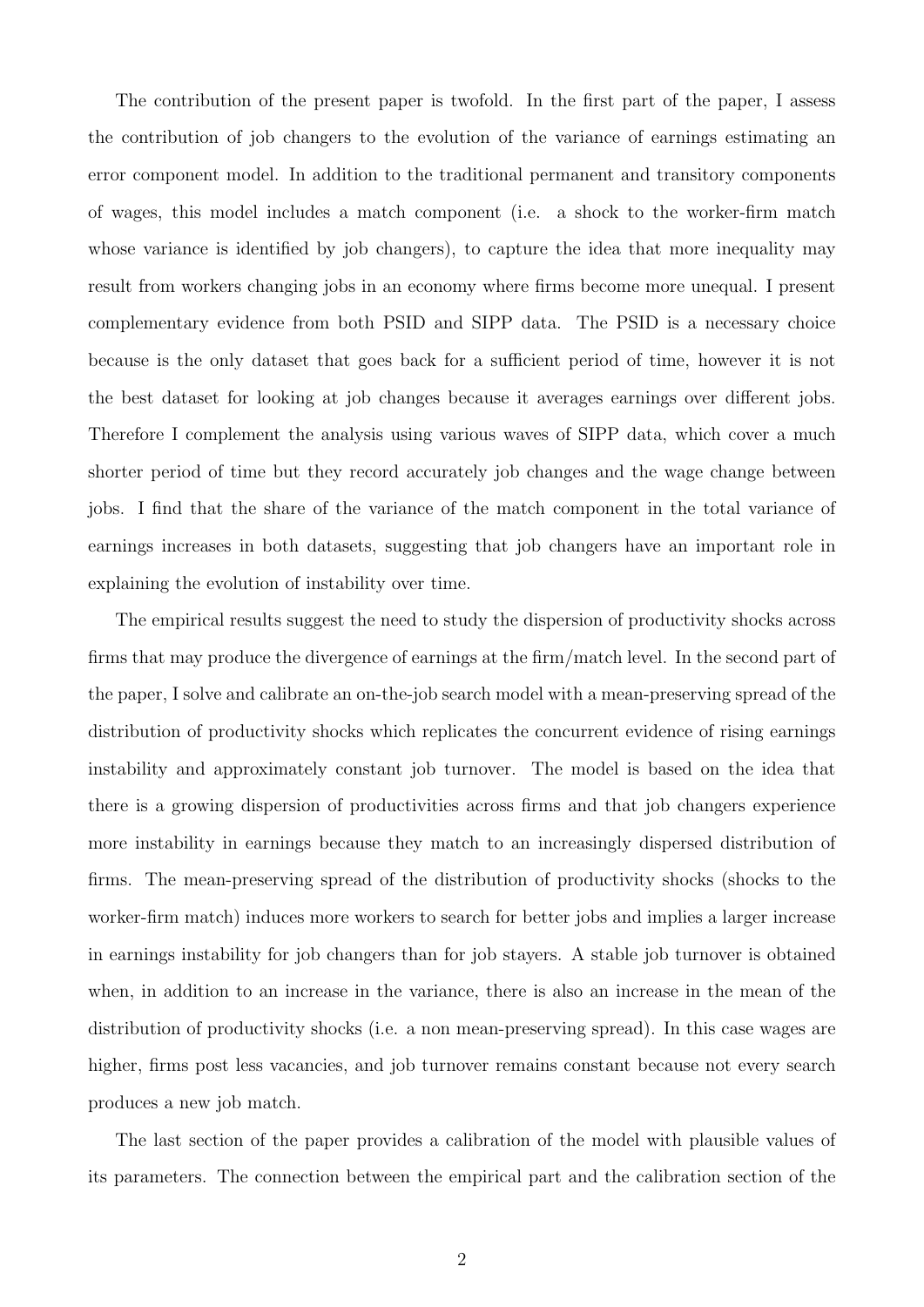The contribution of the present paper is twofold. In the first part of the paper, I assess the contribution of job changers to the evolution of the variance of earnings estimating an error component model. In addition to the traditional permanent and transitory components of wages, this model includes a match component (i.e. a shock to the worker-firm match whose variance is identified by job changers), to capture the idea that more inequality may result from workers changing jobs in an economy where firms become more unequal. I present complementary evidence from both PSID and SIPP data. The PSID is a necessary choice because is the only dataset that goes back for a sufficient period of time, however it is not the best dataset for looking at job changes because it averages earnings over different jobs. Therefore I complement the analysis using various waves of SIPP data, which cover a much shorter period of time but they record accurately job changes and the wage change between jobs. I find that the share of the variance of the match component in the total variance of earnings increases in both datasets, suggesting that job changers have an important role in explaining the evolution of instability over time.

The empirical results suggest the need to study the dispersion of productivity shocks across firms that may produce the divergence of earnings at the firm/match level. In the second part of the paper, I solve and calibrate an on-the-job search model with a mean-preserving spread of the distribution of productivity shocks which replicates the concurrent evidence of rising earnings instability and approximately constant job turnover. The model is based on the idea that there is a growing dispersion of productivities across firms and that job changers experience more instability in earnings because they match to an increasingly dispersed distribution of firms. The mean-preserving spread of the distribution of productivity shocks (shocks to the worker-firm match) induces more workers to search for better jobs and implies a larger increase in earnings instability for job changers than for job stayers. A stable job turnover is obtained when, in addition to an increase in the variance, there is also an increase in the mean of the distribution of productivity shocks (i.e. a non mean-preserving spread). In this case wages are higher, firms post less vacancies, and job turnover remains constant because not every search produces a new job match.

The last section of the paper provides a calibration of the model with plausible values of its parameters. The connection between the empirical part and the calibration section of the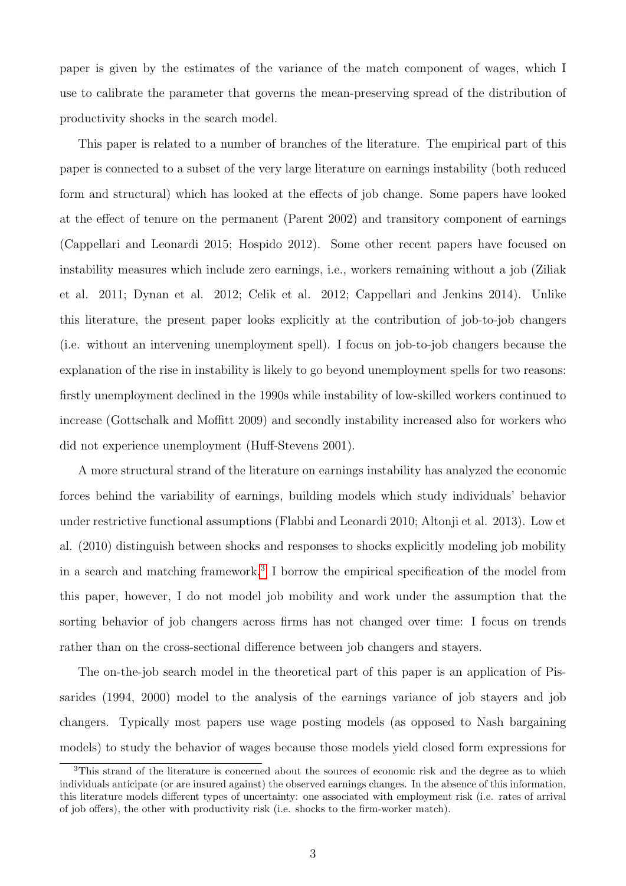paper is given by the estimates of the variance of the match component of wages, which I use to calibrate the parameter that governs the mean-preserving spread of the distribution of productivity shocks in the search model.

This paper is related to a number of branches of the literature. The empirical part of this paper is connected to a subset of the very large literature on earnings instability (both reduced form and structural) which has looked at the effects of job change. Some papers have looked at the effect of tenure on the permanent (Parent 2002) and transitory component of earnings (Cappellari and Leonardi 2015; Hospido 2012). Some other recent papers have focused on instability measures which include zero earnings, i.e., workers remaining without a job (Ziliak et al. 2011; Dynan et al. 2012; Celik et al. 2012; Cappellari and Jenkins 2014). Unlike this literature, the present paper looks explicitly at the contribution of job-to-job changers (i.e. without an intervening unemployment spell). I focus on job-to-job changers because the explanation of the rise in instability is likely to go beyond unemployment spells for two reasons: firstly unemployment declined in the 1990s while instability of low-skilled workers continued to increase (Gottschalk and Moffitt 2009) and secondly instability increased also for workers who did not experience unemployment (Huff-Stevens 2001).

A more structural strand of the literature on earnings instability has analyzed the economic forces behind the variability of earnings, building models which study individuals' behavior under restrictive functional assumptions (Flabbi and Leonardi 2010; Altonji et al. 2013). Low et al. (2010) distinguish between shocks and responses to shocks explicitly modeling job mobility in a search and matching framework.[3] I borrow the empirical specification of the model from this paper, however, I do not model job mobility and work under the assumption that the sorting behavior of job changers across firms has not changed over time: I focus on trends rather than on the cross-sectional difference between job changers and stayers.

The on-the-job search model in the theoretical part of this paper is an application of Pissarides (1994, 2000) model to the analysis of the earnings variance of job stayers and job changers. Typically most papers use wage posting models (as opposed to Nash bargaining models) to study the behavior of wages because those models yield closed form expressions for

[3] This strand of the literature is concerned about the sources of economic risk and the degree as to which individuals anticipate (or are insured against) the observed earnings changes. In the absence of this information, this literature models different types of uncertainty: one associated with employment risk (i.e. rates of arrival of job offers), the other with productivity risk (i.e. shocks to the firm-worker match).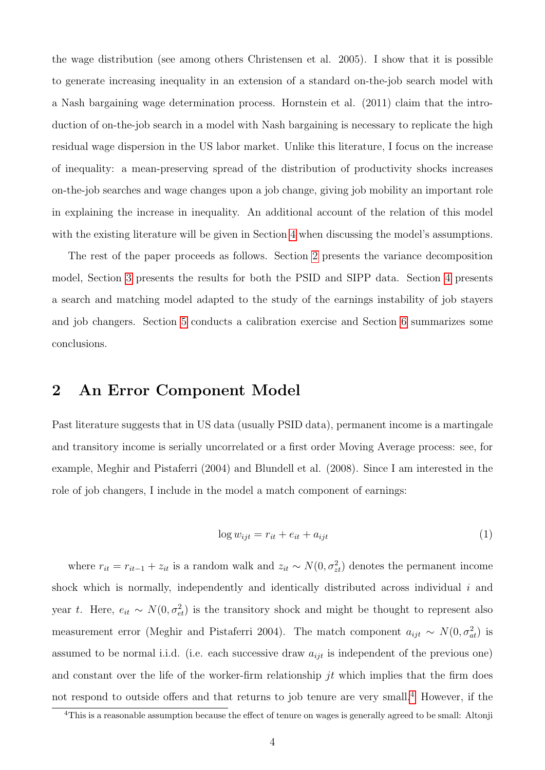the wage distribution (see among others Christensen et al. 2005). I show that it is possible to generate increasing inequality in an extension of a standard on-the-job search model with a Nash bargaining wage determination process. Hornstein et al. (2011) claim that the introduction of on-the-job search in a model with Nash bargaining is necessary to replicate the high residual wage dispersion in the US labor market. Unlike this literature, I focus on the increase of inequality: a mean-preserving spread of the distribution of productivity shocks increases on-the-job searches and wage changes upon a job change, giving job mobility an important role in explaining the increase in inequality. An additional account of the relation of this model with the existing literature will be given in Section 4 when discussing the model's assumptions.

The rest of the paper proceeds as follows. Section 2 presents the variance decomposition model, Section 3 presents the results for both the PSID and SIPP data. Section 4 presents a search and matching model adapted to the study of the earnings instability of job stayers and job changers. Section 5 conducts a calibration exercise and Section 6 summarizes some conclusions.

# 2 An Error Component Model

Past literature suggests that in US data (usually PSID data), permanent income is a martingale and transitory income is serially uncorrelated or a first order Moving Average process: see, for example, Meghir and Pistaferri (2004) and Blundell et al. (2008). Since I am interested in the role of job changers, I include in the model a match component of earnings:

$$\log w_{ijt} = r_{it} + e_{it} + a_{ijt} \tag{1}$$

where $r_{it} = r_{it-1} + z_{it}$ is a random walk and $z_{it} \sim N(0, \sigma^2_{zt})$ denotes the permanent income shock which is normally, independently and identically distributed across individual $i$ and year $t$. Here, $e_{it} \sim N(0, \sigma^2_{et})$ is the transitory shock and might be thought to represent also measurement error (Meghir and Pistaferri 2004). The match component $a_{ijt} \sim N(0, \sigma^2_{at})$ is assumed to be normal i.i.d. (i.e. each successive draw $a_{ijt}$ is independent of the previous one) and constant over the life of the worker-firm relationship $jt$ which implies that the firm does not respond to outside offers and that returns to job tenure are very small.[4] However, if the

[4] This is a reasonable assumption because the effect of tenure on wages is generally agreed to be small: Altonji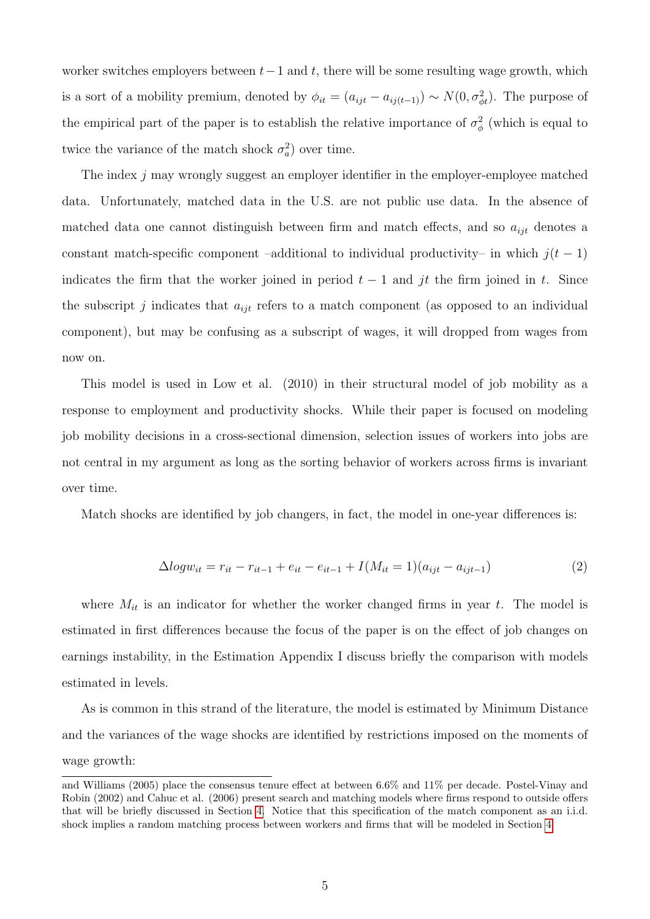worker switches employers between $t-1$ and $t$, there will be some resulting wage growth, which is a sort of a mobility premium, denoted by $\phi_{it} = (a_{ijt} - a_{ij(t-1)}) \sim N(0, \sigma^2_{\phi t})$. The purpose of the empirical part of the paper is to establish the relative importance of $\sigma^2_\phi$ (which is equal to twice the variance of the match shock $\sigma^2_a$) over time.

The index $j$ may wrongly suggest an employer identifier in the employer-employee matched data. Unfortunately, matched data in the U.S. are not public use data. In the absence of matched data one cannot distinguish between firm and match effects, and so $a_{ijt}$ denotes a constant match-specific component –additional to individual productivity– in which $j(t-1)$ indicates the firm that the worker joined in period $t-1$ and $jt$ the firm joined in $t$. Since the subscript $j$ indicates that $a_{ijt}$ refers to a match component (as opposed to an individual component), but may be confusing as a subscript of wages, it will dropped from wages from now on.

This model is used in Low et al. (2010) in their structural model of job mobility as a response to employment and productivity shocks. While their paper is focused on modeling job mobility decisions in a cross-sectional dimension, selection issues of workers into jobs are not central in my argument as long as the sorting behavior of workers across firms is invariant over time.

Match shocks are identified by job changers, in fact, the model in one-year differences is:

$$\Delta log w_{it} = r_{it} - r_{it-1} + e_{it} - e_{it-1} + I(M_{it} = 1)(a_{ijt} - a_{ijt-1}) \tag{2}$$

where $M_{it}$ is an indicator for whether the worker changed firms in year $t$. The model is estimated in first differences because the focus of the paper is on the effect of job changes on earnings instability, in the Estimation Appendix I discuss briefly the comparison with models estimated in levels.

As is common in this strand of the literature, the model is estimated by Minimum Distance and the variances of the wage shocks are identified by restrictions imposed on the moments of wage growth:

---

and Williams (2005) place the consensus tenure effect at between 6.6% and 11% per decade. Postel-Vinay and Robin (2002) and Cahuc et al. (2006) present search and matching models where firms respond to outside offers that will be briefly discussed in Section 4. Notice that this specification of the match component as an i.i.d. shock implies a random matching process between workers and firms that will be modeled in Section 4.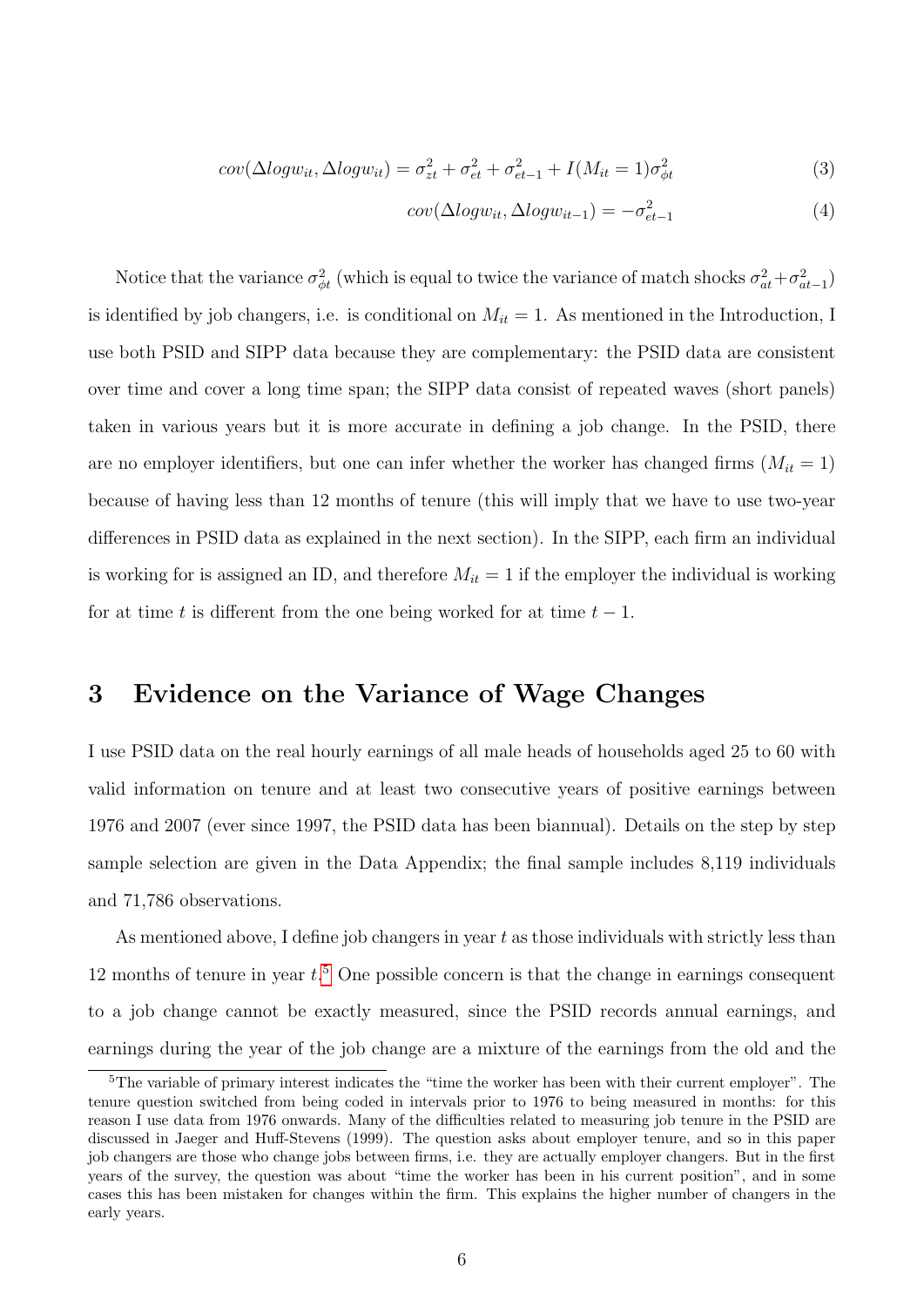$$cov(\Delta logw_{it}, \Delta logw_{it}) = \sigma_{zt}^2 + \sigma_{et}^2 + \sigma_{et-1}^2 + I(M_{it} = 1)\sigma_{\phi t}^2 \tag{3}$$

$$cov(\Delta logw_{it}, \Delta logw_{it-1}) = -\sigma_{et-1}^2 \tag{4}$$

Notice that the variance $\sigma_{\phi t}^2$ (which is equal to twice the variance of match shocks $\sigma_{at}^2 + \sigma_{at-1}^2$) is identified by job changers, i.e. is conditional on $M_{it} = 1$. As mentioned in the Introduction, I use both PSID and SIPP data because they are complementary: the PSID data are consistent over time and cover a long time span; the SIPP data consist of repeated waves (short panels) taken in various years but it is more accurate in defining a job change. In the PSID, there are no employer identifiers, but one can infer whether the worker has changed firms ($M_{it} = 1$) because of having less than 12 months of tenure (this will imply that we have to use two-year differences in PSID data as explained in the next section). In the SIPP, each firm an individual is working for is assigned an ID, and therefore $M_{it} = 1$ if the employer the individual is working for at time $t$ is different from the one being worked for at time $t - 1$.

# 3 Evidence on the Variance of Wage Changes

I use PSID data on the real hourly earnings of all male heads of households aged 25 to 60 with valid information on tenure and at least two consecutive years of positive earnings between 1976 and 2007 (ever since 1997, the PSID data has been biannual). Details on the step by step sample selection are given in the Data Appendix; the final sample includes 8,119 individuals and 71,786 observations.

As mentioned above, I define job changers in year $t$ as those individuals with strictly less than 12 months of tenure in year $t$.[5] One possible concern is that the change in earnings consequent to a job change cannot be exactly measured, since the PSID records annual earnings, and earnings during the year of the job change are a mixture of the earnings from the old and the

[5] The variable of primary interest indicates the "time the worker has been with their current employer". The tenure question switched from being coded in intervals prior to 1976 to being measured in months: for this reason I use data from 1976 onwards. Many of the difficulties related to measuring job tenure in the PSID are discussed in Jaeger and Huff-Stevens (1999). The question asks about employer tenure, and so in this paper job changers are those who change jobs between firms, i.e. they are actually employer changers. But in the first years of the survey, the question was about "time the worker has been in his current position", and in some cases this has been mistaken for changes within the firm. This explains the higher number of changers in the early years.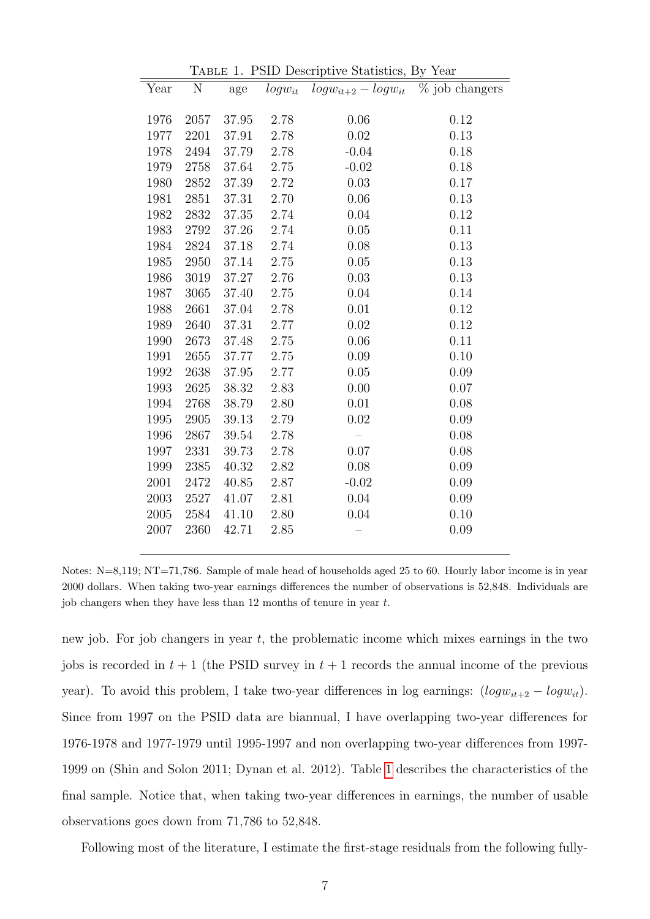TABLE 1. PSID Descriptive Statistics, By Year

| Year | N | age | $logw_{it}$ | $logw_{it+2} - logw_{it}$ | % job changers |
|---|---|---|---|---|---|
| 1976 | 2057 | 37.95 | 2.78 | 0.06 | 0.12 |
| 1977 | 2201 | 37.91 | 2.78 | 0.02 | 0.13 |
| 1978 | 2494 | 37.79 | 2.78 | -0.04 | 0.18 |
| 1979 | 2758 | 37.64 | 2.75 | -0.02 | 0.18 |
| 1980 | 2852 | 37.39 | 2.72 | 0.03 | 0.17 |
| 1981 | 2851 | 37.31 | 2.70 | 0.06 | 0.13 |
| 1982 | 2832 | 37.35 | 2.74 | 0.04 | 0.12 |
| 1983 | 2792 | 37.26 | 2.74 | 0.05 | 0.11 |
| 1984 | 2824 | 37.18 | 2.74 | 0.08 | 0.13 |
| 1985 | 2950 | 37.14 | 2.75 | 0.05 | 0.13 |
| 1986 | 3019 | 37.27 | 2.76 | 0.03 | 0.13 |
| 1987 | 3065 | 37.40 | 2.75 | 0.04 | 0.14 |
| 1988 | 2661 | 37.04 | 2.78 | 0.01 | 0.12 |
| 1989 | 2640 | 37.31 | 2.77 | 0.02 | 0.12 |
| 1990 | 2673 | 37.48 | 2.75 | 0.06 | 0.11 |
| 1991 | 2655 | 37.77 | 2.75 | 0.09 | 0.10 |
| 1992 | 2638 | 37.95 | 2.77 | 0.05 | 0.09 |
| 1993 | 2625 | 38.32 | 2.83 | 0.00 | 0.07 |
| 1994 | 2768 | 38.79 | 2.80 | 0.01 | 0.08 |
| 1995 | 2905 | 39.13 | 2.79 | 0.02 | 0.09 |
| 1996 | 2867 | 39.54 | 2.78 | – | 0.08 |
| 1997 | 2331 | 39.73 | 2.78 | 0.07 | 0.08 |
| 1999 | 2385 | 40.32 | 2.82 | 0.08 | 0.09 |
| 2001 | 2472 | 40.85 | 2.87 | -0.02 | 0.09 |
| 2003 | 2527 | 41.07 | 2.81 | 0.04 | 0.09 |
| 2005 | 2584 | 41.10 | 2.80 | 0.04 | 0.10 |
| 2007 | 2360 | 42.71 | 2.85 | – | 0.09 |

Notes: N=8,119; NT=71,786. Sample of male head of households aged 25 to 60. Hourly labor income is in year 2000 dollars. When taking two-year earnings differences the number of observations is 52,848. Individuals are job changers when they have less than 12 months of tenure in year $t$.

new job. For job changers in year $t$, the problematic income which mixes earnings in the two jobs is recorded in $t+1$ (the PSID survey in $t+1$ records the annual income of the previous year). To avoid this problem, I take two-year differences in log earnings: $(logw_{it+2} - logw_{it})$. Since from 1997 on the PSID data are biannual, I have overlapping two-year differences for 1976-1978 and 1977-1979 until 1995-1997 and non overlapping two-year differences from 1997-1999 on (Shin and Solon 2011; Dynan et al. 2012). Table 1 describes the characteristics of the final sample. Notice that, when taking two-year differences in earnings, the number of usable observations goes down from 71,786 to 52,848.

Following most of the literature, I estimate the first-stage residuals from the following fully-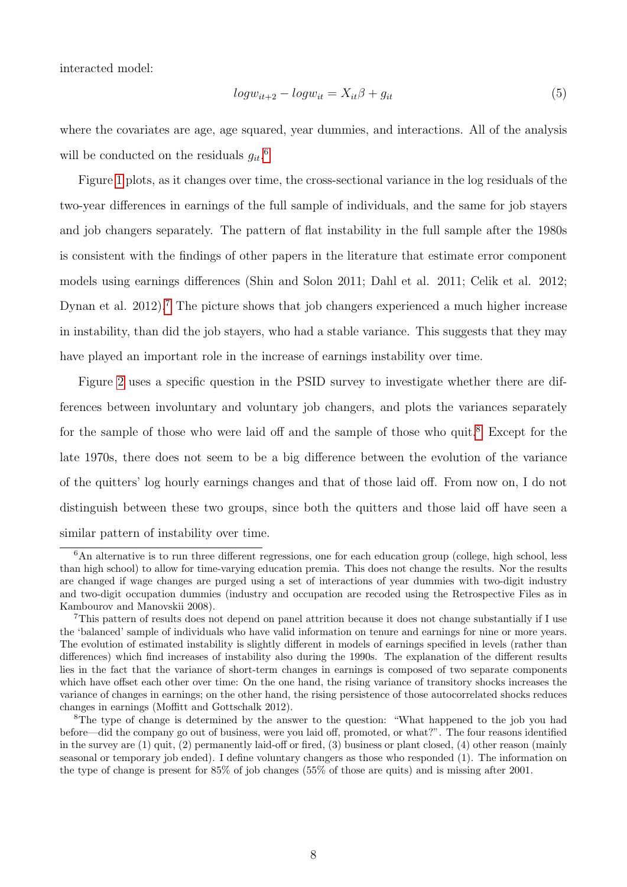interacted model:

$$logw_{it+2} - logw_{it} = X_{it}\beta + g_{it} \tag{5}$$

where the covariates are age, age squared, year dummies, and interactions. All of the analysis will be conducted on the residuals $g_{it}$.[6]

Figure 1 plots, as it changes over time, the cross-sectional variance in the log residuals of the two-year differences in earnings of the full sample of individuals, and the same for job stayers and job changers separately. The pattern of flat instability in the full sample after the 1980s is consistent with the findings of other papers in the literature that estimate error component models using earnings differences (Shin and Solon 2011; Dahl et al. 2011; Celik et al. 2012; Dynan et al. 2012).[7] The picture shows that job changers experienced a much higher increase in instability, than did the job stayers, who had a stable variance. This suggests that they may have played an important role in the increase of earnings instability over time.

Figure 2 uses a specific question in the PSID survey to investigate whether there are differences between involuntary and voluntary job changers, and plots the variances separately for the sample of those who were laid off and the sample of those who quit.[8] Except for the late 1970s, there does not seem to be a big difference between the evolution of the variance of the quitters' log hourly earnings changes and that of those laid off. From now on, I do not distinguish between these two groups, since both the quitters and those laid off have seen a similar pattern of instability over time.

[6] An alternative is to run three different regressions, one for each education group (college, high school, less than high school) to allow for time-varying education premia. This does not change the results. Nor the results are changed if wage changes are purged using a set of interactions of year dummies with two-digit industry and two-digit occupation dummies (industry and occupation are recoded using the Retrospective Files as in Kambourov and Manovskii 2008).

[7] This pattern of results does not depend on panel attrition because it does not change substantially if I use the 'balanced' sample of individuals who have valid information on tenure and earnings for nine or more years. The evolution of estimated instability is slightly different in models of earnings specified in levels (rather than differences) which find increases of instability also during the 1990s. The explanation of the different results lies in the fact that the variance of short-term changes in earnings is composed of two separate components which have offset each other over time: On the one hand, the rising variance of transitory shocks increases the variance of changes in earnings; on the other hand, the rising persistence of those autocorrelated shocks reduces changes in earnings (Moffitt and Gottschalk 2012).

[8] The type of change is determined by the answer to the question: "What happened to the job you had before—did the company go out of business, were you laid off, promoted, or what?". The four reasons identified in the survey are (1) quit, (2) permanently laid-off or fired, (3) business or plant closed, (4) other reason (mainly seasonal or temporary job ended). I define voluntary changers as those who responded (1). The information on the type of change is present for 85% of job changes (55% of those are quits) and is missing after 2001.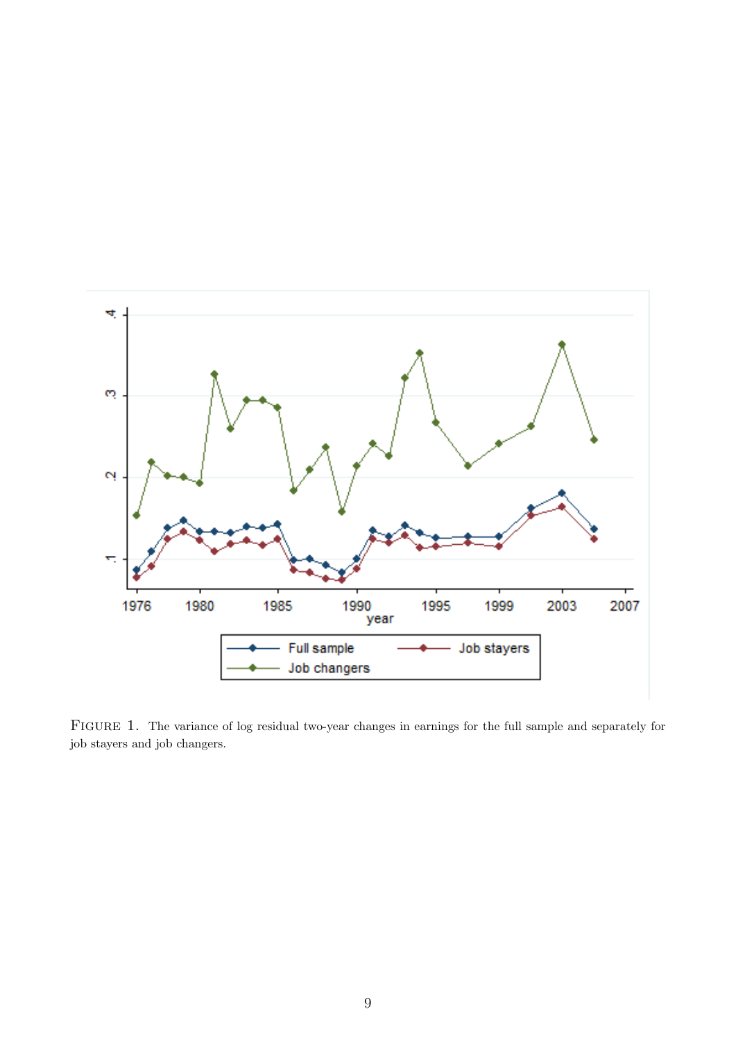FIGURE 1. The variance of log residual two-year changes in earnings for the full sample and separately for job stayers and job changers.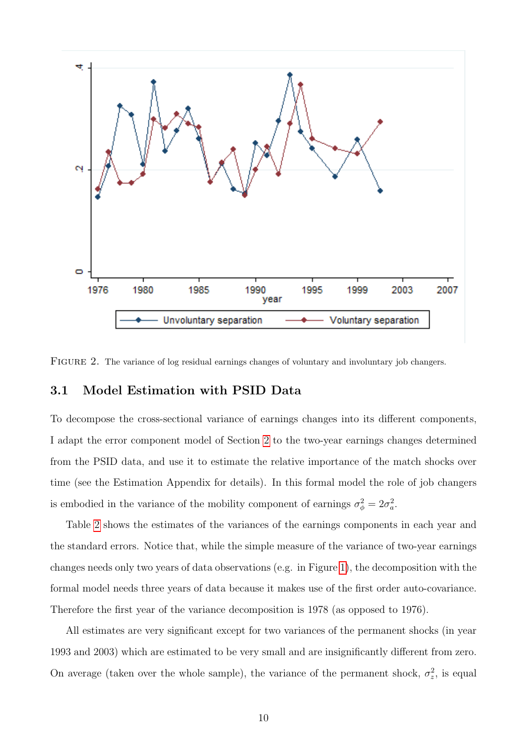FIGURE 2. The variance of log residual earnings changes of voluntary and involuntary job changers.

### 3.1 Model Estimation with PSID Data

To decompose the cross-sectional variance of earnings changes into its different components, I adapt the error component model of Section 2 to the two-year earnings changes determined from the PSID data, and use it to estimate the relative importance of the match shocks over time (see the Estimation Appendix for details). In this formal model the role of job changers is embodied in the variance of the mobility component of earnings $\sigma_\phi^2 = 2\sigma_a^2$.

Table 2 shows the estimates of the variances of the earnings components in each year and the standard errors. Notice that, while the simple measure of the variance of two-year earnings changes needs only two years of data observations (e.g. in Figure 1), the decomposition with the formal model needs three years of data because it makes use of the first order auto-covariance. Therefore the first year of the variance decomposition is 1978 (as opposed to 1976).

All estimates are very significant except for two variances of the permanent shocks (in year 1993 and 2003) which are estimated to be very small and are insignificantly different from zero. On average (taken over the whole sample), the variance of the permanent shock, $\sigma_z^2$, is equal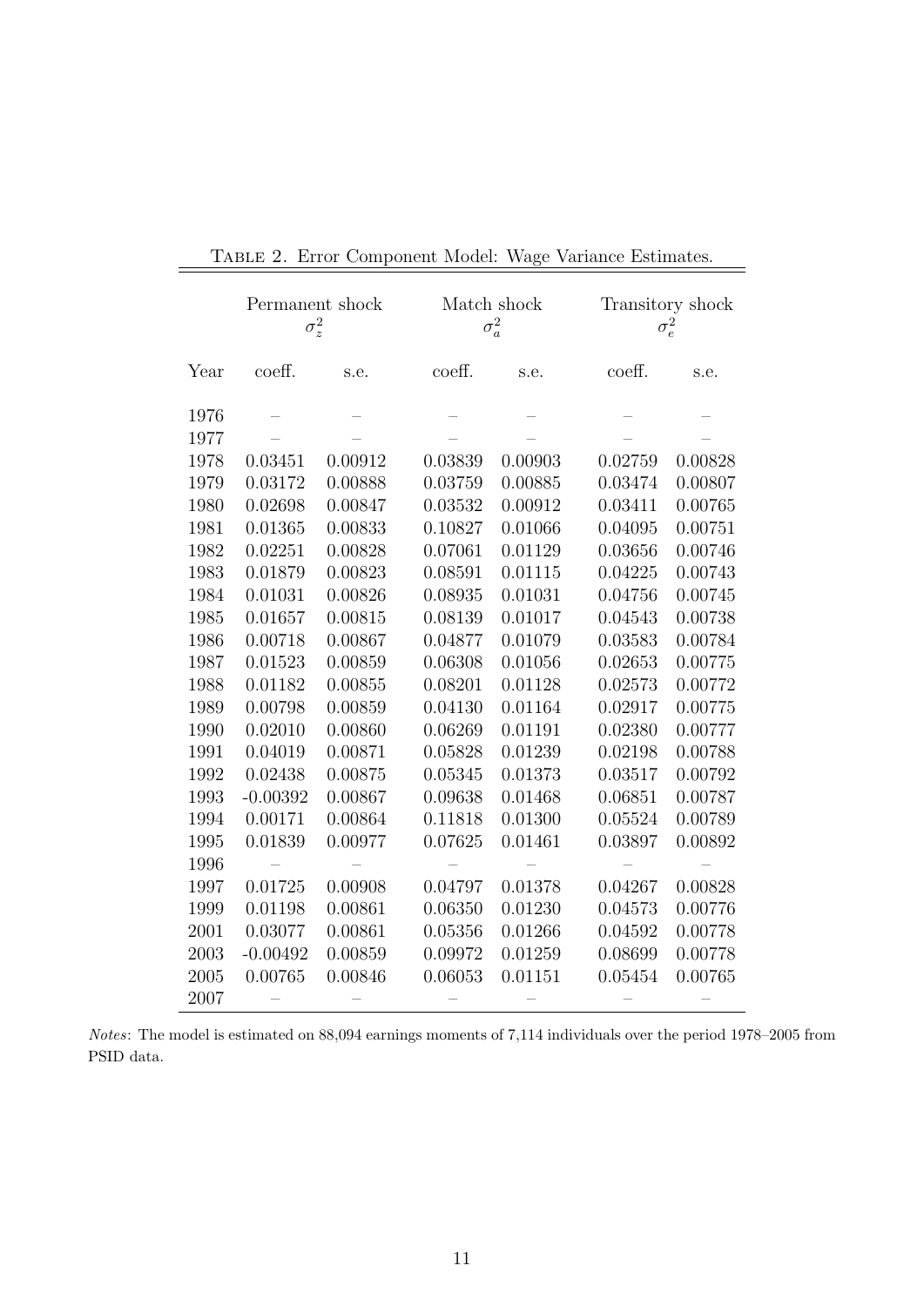Table 2. Error Component Model: Wage Variance Estimates.

| | Permanent shock $\sigma_z^2$ | | Match shock $\sigma_a^2$ | | Transitory shock $\sigma_e^2$ | |
|---|---|---|---|---|---|---|
| Year | coeff. | s.e. | coeff. | s.e. | coeff. | s.e. |
| 1976 | – | – | – | – | – | – |
| 1977 | – | – | – | – | – | – |
| 1978 | 0.03451 | 0.00912 | 0.03839 | 0.00903 | 0.02759 | 0.00828 |
| 1979 | 0.03172 | 0.00888 | 0.03759 | 0.00885 | 0.03474 | 0.00807 |
| 1980 | 0.02698 | 0.00847 | 0.03532 | 0.00912 | 0.03411 | 0.00765 |
| 1981 | 0.01365 | 0.00833 | 0.10827 | 0.01066 | 0.04095 | 0.00751 |
| 1982 | 0.02251 | 0.00828 | 0.07061 | 0.01129 | 0.03656 | 0.00746 |
| 1983 | 0.01879 | 0.00823 | 0.08591 | 0.01115 | 0.04225 | 0.00743 |
| 1984 | 0.01031 | 0.00826 | 0.08935 | 0.01031 | 0.04756 | 0.00745 |
| 1985 | 0.01657 | 0.00815 | 0.08139 | 0.01017 | 0.04543 | 0.00738 |
| 1986 | 0.00718 | 0.00867 | 0.04877 | 0.01079 | 0.03583 | 0.00784 |
| 1987 | 0.01523 | 0.00859 | 0.06308 | 0.01056 | 0.02653 | 0.00775 |
| 1988 | 0.01182 | 0.00855 | 0.08201 | 0.01128 | 0.02573 | 0.00772 |
| 1989 | 0.00798 | 0.00859 | 0.04130 | 0.01164 | 0.02917 | 0.00775 |
| 1990 | 0.02010 | 0.00860 | 0.06269 | 0.01191 | 0.02380 | 0.00777 |
| 1991 | 0.04019 | 0.00871 | 0.05828 | 0.01239 | 0.02198 | 0.00788 |
| 1992 | 0.02438 | 0.00875 | 0.05345 | 0.01373 | 0.03517 | 0.00792 |
| 1993 | -0.00392 | 0.00867 | 0.09638 | 0.01468 | 0.06851 | 0.00787 |
| 1994 | 0.00171 | 0.00864 | 0.11818 | 0.01300 | 0.05524 | 0.00789 |
| 1995 | 0.01839 | 0.00977 | 0.07625 | 0.01461 | 0.03897 | 0.00892 |
| 1996 | – | – | – | – | – | – |
| 1997 | 0.01725 | 0.00908 | 0.04797 | 0.01378 | 0.04267 | 0.00828 |
| 1999 | 0.01198 | 0.00861 | 0.06350 | 0.01230 | 0.04573 | 0.00776 |
| 2001 | 0.03077 | 0.00861 | 0.05356 | 0.01266 | 0.04592 | 0.00778 |
| 2003 | -0.00492 | 0.00859 | 0.09972 | 0.01259 | 0.08699 | 0.00778 |
| 2005 | 0.00765 | 0.00846 | 0.06053 | 0.01151 | 0.05454 | 0.00765 |
| 2007 | – | – | – | – | – | – |

*Notes*: The model is estimated on 88,094 earnings moments of 7,114 individuals over the period 1978–2005 from PSID data.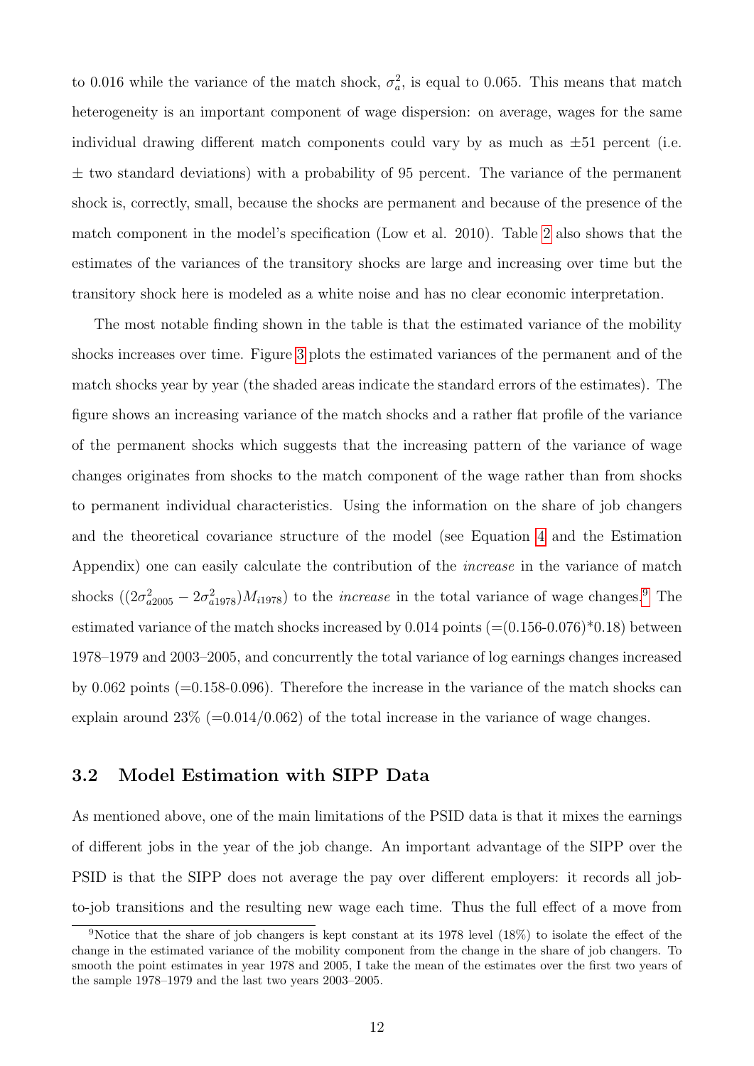to 0.016 while the variance of the match shock, $\sigma_a^2$, is equal to 0.065. This means that match heterogeneity is an important component of wage dispersion: on average, wages for the same individual drawing different match components could vary by as much as $\pm$51 percent (i.e. $\pm$ two standard deviations) with a probability of 95 percent. The variance of the permanent shock is, correctly, small, because the shocks are permanent and because of the presence of the match component in the model's specification (Low et al. 2010). Table 2 also shows that the estimates of the variances of the transitory shocks are large and increasing over time but the transitory shock here is modeled as a white noise and has no clear economic interpretation.

The most notable finding shown in the table is that the estimated variance of the mobility shocks increases over time. Figure 3 plots the estimated variances of the permanent and of the match shocks year by year (the shaded areas indicate the standard errors of the estimates). The figure shows an increasing variance of the match shocks and a rather flat profile of the variance of the permanent shocks which suggests that the increasing pattern of the variance of wage changes originates from shocks to the match component of the wage rather than from shocks to permanent individual characteristics. Using the information on the share of job changers and the theoretical covariance structure of the model (see Equation 4 and the Estimation Appendix) one can easily calculate the contribution of the *increase* in the variance of match shocks ($(2\sigma^2_{a2005} - 2\sigma^2_{a1978})M_{i1978}$) to the *increase* in the total variance of wage changes.[9] The estimated variance of the match shocks increased by 0.014 points (=(0.156-0.076)*0.18) between 1978–1979 and 2003–2005, and concurrently the total variance of log earnings changes increased by 0.062 points (=0.158-0.096). Therefore the increase in the variance of the match shocks can explain around 23% (=0.014/0.062) of the total increase in the variance of wage changes.

## 3.2 Model Estimation with SIPP Data

As mentioned above, one of the main limitations of the PSID data is that it mixes the earnings of different jobs in the year of the job change. An important advantage of the SIPP over the PSID is that the SIPP does not average the pay over different employers: it records all job-to-job transitions and the resulting new wage each time. Thus the full effect of a move from

[9] Notice that the share of job changers is kept constant at its 1978 level (18%) to isolate the effect of the change in the estimated variance of the mobility component from the change in the share of job changers. To smooth the point estimates in year 1978 and 2005, I take the mean of the estimates over the first two years of the sample 1978–1979 and the last two years 2003–2005.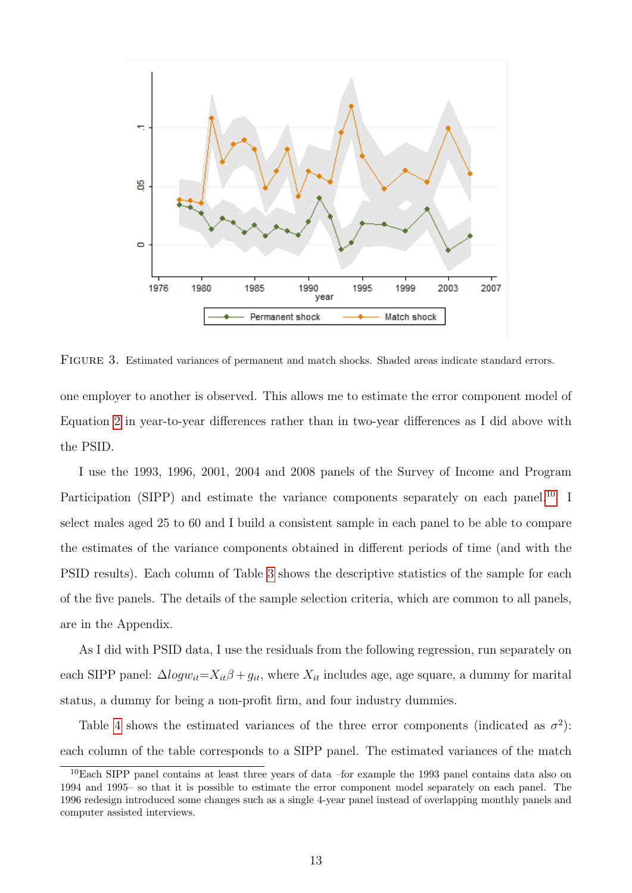FIGURE 3. Estimated variances of permanent and match shocks. Shaded areas indicate standard errors.

one employer to another is observed. This allows me to estimate the error component model of Equation 2 in year-to-year differences rather than in two-year differences as I did above with the PSID.

I use the 1993, 1996, 2001, 2004 and 2008 panels of the Survey of Income and Program Participation (SIPP) and estimate the variance components separately on each panel.[10] I select males aged 25 to 60 and I build a consistent sample in each panel to be able to compare the estimates of the variance components obtained in different periods of time (and with the PSID results). Each column of Table 3 shows the descriptive statistics of the sample for each of the five panels. The details of the sample selection criteria, which are common to all panels, are in the Appendix.

As I did with PSID data, I use the residuals from the following regression, run separately on each SIPP panel: $\Delta logw_{it}=X_{it}\beta+g_{it}$, where $X_{it}$ includes age, age square, a dummy for marital status, a dummy for being a non-profit firm, and four industry dummies.

Table 4 shows the estimated variances of the three error components (indicated as $\sigma^2$): each column of the table corresponds to a SIPP panel. The estimated variances of the match

[10] Each SIPP panel contains at least three years of data –for example the 1993 panel contains data also on 1994 and 1995– so that it is possible to estimate the error component model separately on each panel. The 1996 redesign introduced some changes such as a single 4-year panel instead of overlapping monthly panels and computer assisted interviews.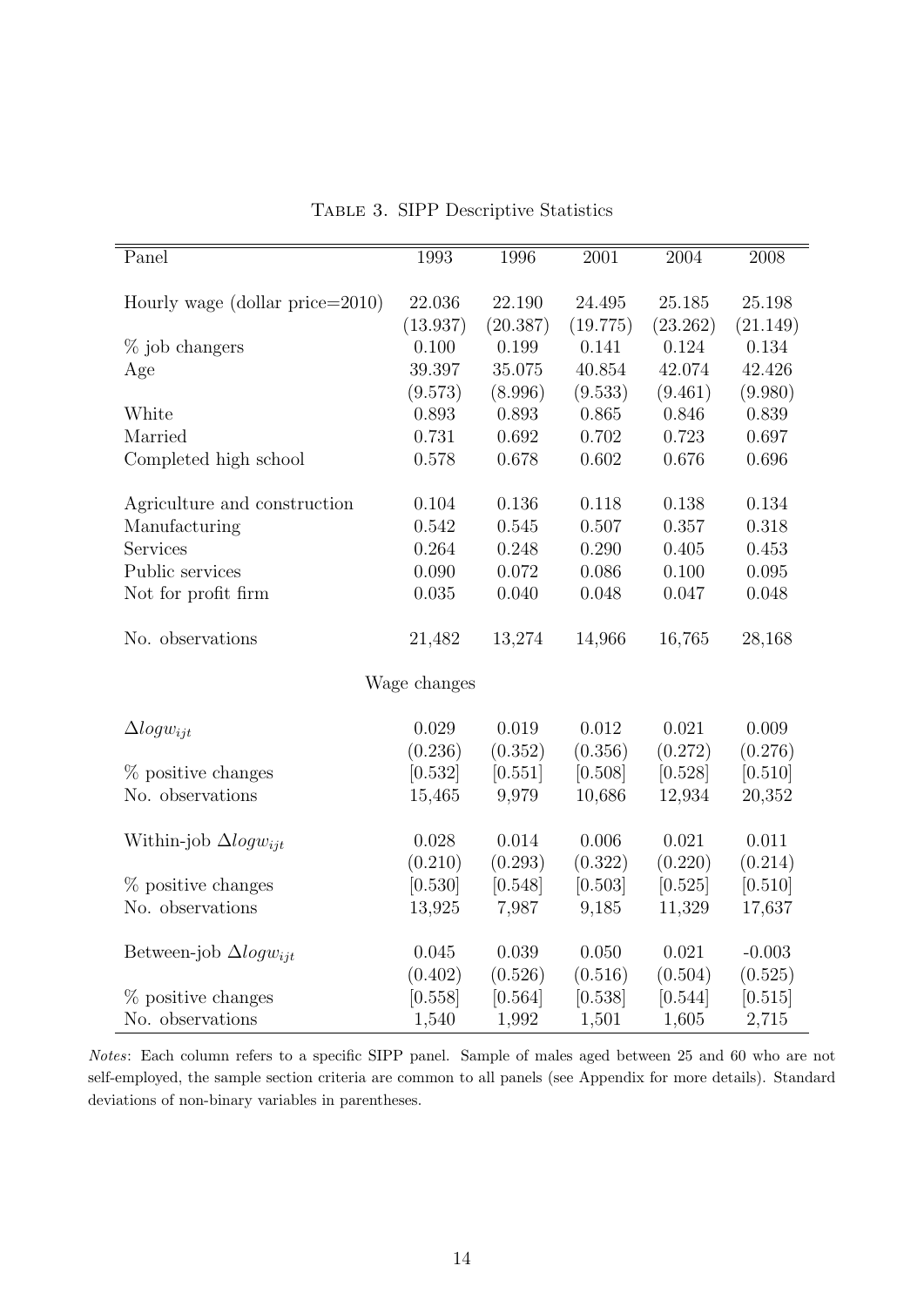Table 3. SIPP Descriptive Statistics

| Panel | 1993 | 1996 | 2001 | 2004 | 2008 |
|---|---|---|---|---|---|
| Hourly wage (dollar price=2010) | 22.036 | 22.190 | 24.495 | 25.185 | 25.198 |
| | (13.937) | (20.387) | (19.775) | (23.262) | (21.149) |
| % job changers | 0.100 | 0.199 | 0.141 | 0.124 | 0.134 |
| Age | 39.397 | 35.075 | 40.854 | 42.074 | 42.426 |
| | (9.573) | (8.996) | (9.533) | (9.461) | (9.980) |
| White | 0.893 | 0.893 | 0.865 | 0.846 | 0.839 |
| Married | 0.731 | 0.692 | 0.702 | 0.723 | 0.697 |
| Completed high school | 0.578 | 0.678 | 0.602 | 0.676 | 0.696 |
| Agriculture and construction | 0.104 | 0.136 | 0.118 | 0.138 | 0.134 |
| Manufacturing | 0.542 | 0.545 | 0.507 | 0.357 | 0.318 |
| Services | 0.264 | 0.248 | 0.290 | 0.405 | 0.453 |
| Public services | 0.090 | 0.072 | 0.086 | 0.100 | 0.095 |
| Not for profit firm | 0.035 | 0.040 | 0.048 | 0.047 | 0.048 |
| No. observations | 21,482 | 13,274 | 14,966 | 16,765 | 28,168 |
| | Wage changes | | | | |
| $\Delta log w_{ijt}$ | 0.029 | 0.019 | 0.012 | 0.021 | 0.009 |
| | (0.236) | (0.352) | (0.356) | (0.272) | (0.276) |
| % positive changes | [0.532] | [0.551] | [0.508] | [0.528] | [0.510] |
| No. observations | 15,465 | 9,979 | 10,686 | 12,934 | 20,352 |
| Within-job $\Delta log w_{ijt}$ | 0.028 | 0.014 | 0.006 | 0.021 | 0.011 |
| | (0.210) | (0.293) | (0.322) | (0.220) | (0.214) |
| % positive changes | [0.530] | [0.548] | [0.503] | [0.525] | [0.510] |
| No. observations | 13,925 | 7,987 | 9,185 | 11,329 | 17,637 |
| Between-job $\Delta log w_{ijt}$ | 0.045 | 0.039 | 0.050 | 0.021 | -0.003 |
| | (0.402) | (0.526) | (0.516) | (0.504) | (0.525) |
| % positive changes | [0.558] | [0.564] | [0.538] | [0.544] | [0.515] |
| No. observations | 1,540 | 1,992 | 1,501 | 1,605 | 2,715 |

*Notes*: Each column refers to a specific SIPP panel. Sample of males aged between 25 and 60 who are not self-employed, the sample section criteria are common to all panels (see Appendix for more details). Standard deviations of non-binary variables in parentheses.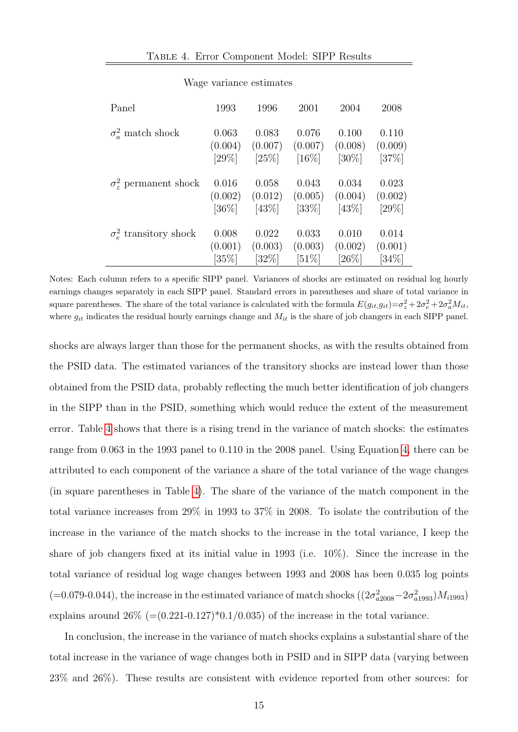Table 4. Error Component Model: SIPP Results

| Wage variance estimates | | | | | |
|---|---|---|---|---|---|
| Panel | 1993 | 1996 | 2001 | 2004 | 2008 |
| $\sigma_a^2$ match shock | 0.063 | 0.083 | 0.076 | 0.100 | 0.110 |
| | (0.004) | (0.007) | (0.007) | (0.008) | (0.009) |
| | [29%] | [25%] | [16%] | [30%] | [37%] |
| $\sigma_z^2$ permanent shock | 0.016 | 0.058 | 0.043 | 0.034 | 0.023 |
| | (0.002) | (0.012) | (0.005) | (0.004) | (0.002) |
| | [36%] | [43%] | [33%] | [43%] | [29%] |
| $\sigma_e^2$ transitory shock | 0.008 | 0.022 | 0.033 | 0.010 | 0.014 |
| | (0.001) | (0.003) | (0.003) | (0.002) | (0.001) |
| | [35%] | [32%] | [51%] | [26%] | [34%] |

Notes: Each column refers to a specific SIPP panel. Variances of shocks are estimated on residual log hourly earnings changes separately in each SIPP panel. Standard errors in parentheses and share of total variance in square parentheses. The share of the total variance is calculated with the formula $E(g_{it}, g_{it}) = \sigma_z^2 + 2\sigma_e^2 + 2\sigma_a^2 M_{it}$, where $g_{it}$ indicates the residual hourly earnings change and $M_{it}$ is the share of job changers in each SIPP panel.

shocks are always larger than those for the permanent shocks, as with the results obtained from the PSID data. The estimated variances of the transitory shocks are instead lower than those obtained from the PSID data, probably reflecting the much better identification of job changers in the SIPP than in the PSID, something which would reduce the extent of the measurement error. Table 4 shows that there is a rising trend in the variance of match shocks: the estimates range from 0.063 in the 1993 panel to 0.110 in the 2008 panel. Using Equation 4, there can be attributed to each component of the variance a share of the total variance of the wage changes (in square parentheses in Table 4). The share of the variance of the match component in the total variance increases from 29% in 1993 to 37% in 2008. To isolate the contribution of the increase in the variance of the match shocks to the increase in the total variance, I keep the share of job changers fixed at its initial value in 1993 (i.e. 10%). Since the increase in the total variance of residual log wage changes between 1993 and 2008 has been 0.035 log points (=0.079-0.044), the increase in the estimated variance of match shocks ($(2\sigma_{a2008}^2 - 2\sigma_{a1993}^2)M_{i1993}$) explains around 26% (=(0.221-0.127)*0.1/0.035) of the increase in the total variance.

In conclusion, the increase in the variance of match shocks explains a substantial share of the total increase in the variance of wage changes both in PSID and in SIPP data (varying between 23% and 26%). These results are consistent with evidence reported from other sources: for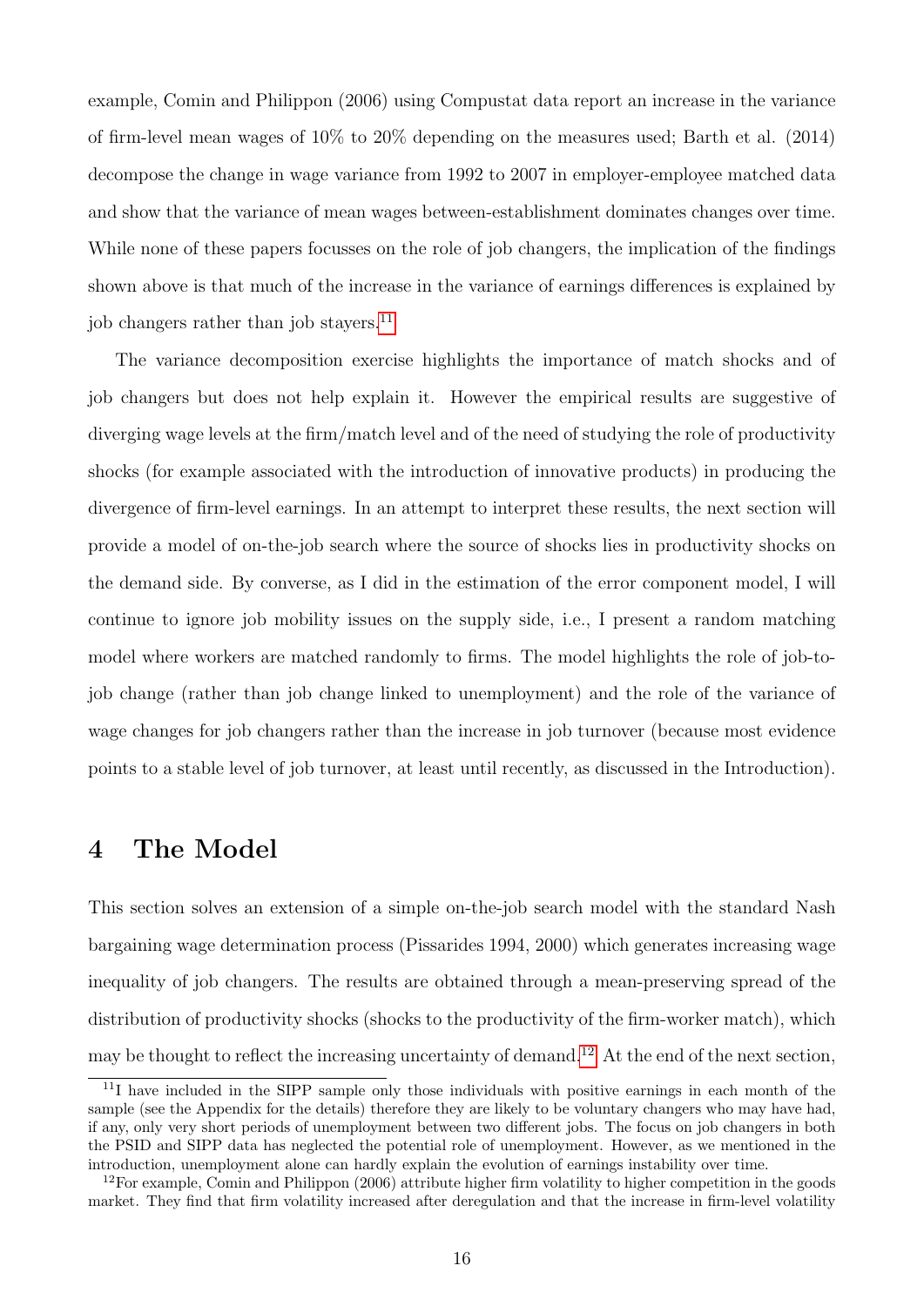example, Comin and Philippon (2006) using Compustat data report an increase in the variance of firm-level mean wages of 10% to 20% depending on the measures used; Barth et al. (2014) decompose the change in wage variance from 1992 to 2007 in employer-employee matched data and show that the variance of mean wages between-establishment dominates changes over time. While none of these papers focusses on the role of job changers, the implication of the findings shown above is that much of the increase in the variance of earnings differences is explained by job changers rather than job stayers.[11]

The variance decomposition exercise highlights the importance of match shocks and of job changers but does not help explain it. However the empirical results are suggestive of diverging wage levels at the firm/match level and of the need of studying the role of productivity shocks (for example associated with the introduction of innovative products) in producing the divergence of firm-level earnings. In an attempt to interpret these results, the next section will provide a model of on-the-job search where the source of shocks lies in productivity shocks on the demand side. By converse, as I did in the estimation of the error component model, I will continue to ignore job mobility issues on the supply side, i.e., I present a random matching model where workers are matched randomly to firms. The model highlights the role of job-to-job change (rather than job change linked to unemployment) and the role of the variance of wage changes for job changers rather than the increase in job turnover (because most evidence points to a stable level of job turnover, at least until recently, as discussed in the Introduction).

# 4 The Model

This section solves an extension of a simple on-the-job search model with the standard Nash bargaining wage determination process (Pissarides 1994, 2000) which generates increasing wage inequality of job changers. The results are obtained through a mean-preserving spread of the distribution of productivity shocks (shocks to the productivity of the firm-worker match), which may be thought to reflect the increasing uncertainty of demand.[12] At the end of the next section,

[11] I have included in the SIPP sample only those individuals with positive earnings in each month of the sample (see the Appendix for the details) therefore they are likely to be voluntary changers who may have had, if any, only very short periods of unemployment between two different jobs. The focus on job changers in both the PSID and SIPP data has neglected the potential role of unemployment. However, as we mentioned in the introduction, unemployment alone can hardly explain the evolution of earnings instability over time.

[12] For example, Comin and Philippon (2006) attribute higher firm volatility to higher competition in the goods market. They find that firm volatility increased after deregulation and that the increase in firm-level volatility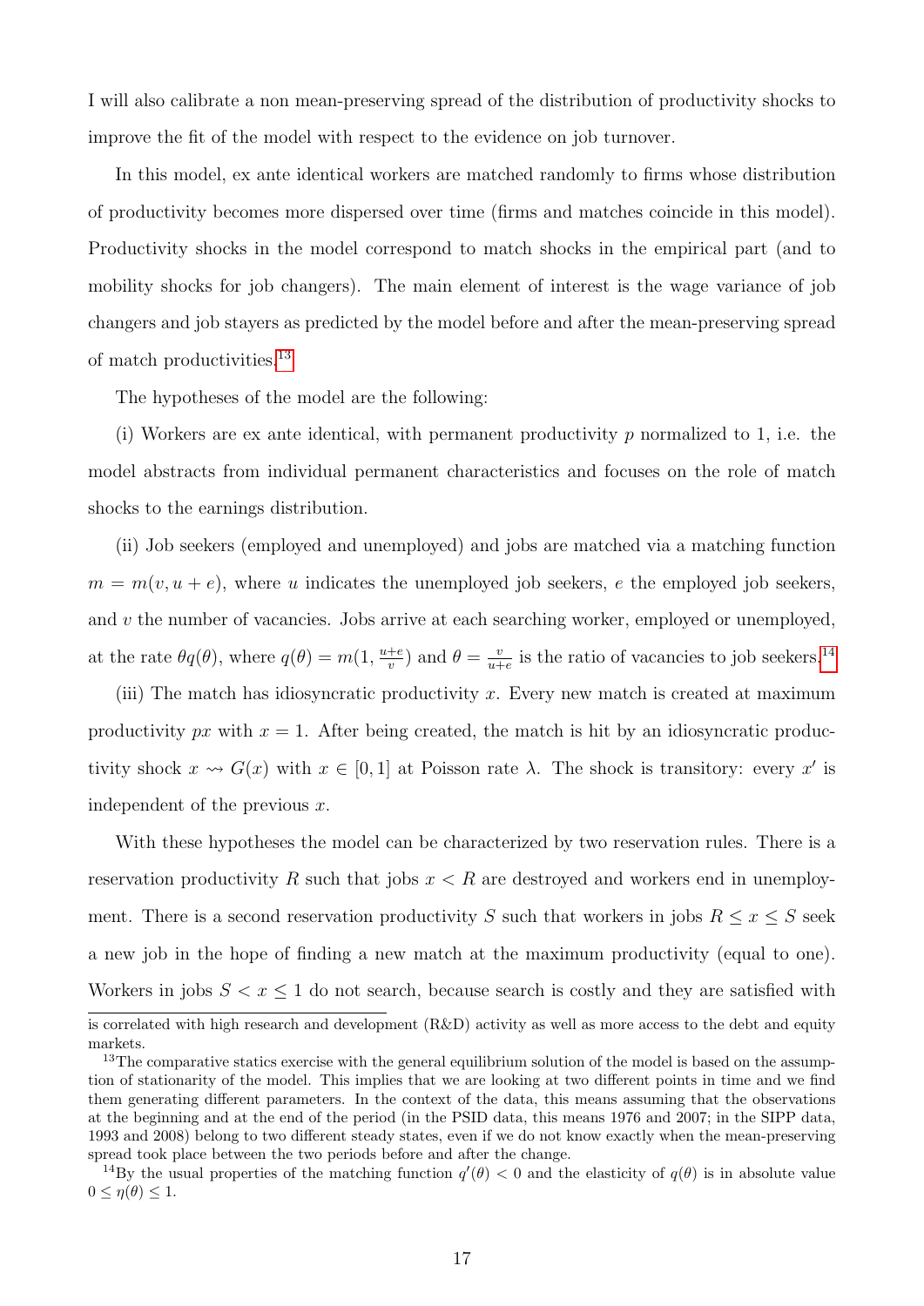I will also calibrate a non mean-preserving spread of the distribution of productivity shocks to improve the fit of the model with respect to the evidence on job turnover.

In this model, ex ante identical workers are matched randomly to firms whose distribution of productivity becomes more dispersed over time (firms and matches coincide in this model). Productivity shocks in the model correspond to match shocks in the empirical part (and to mobility shocks for job changers). The main element of interest is the wage variance of job changers and job stayers as predicted by the model before and after the mean-preserving spread of match productivities.[13]

The hypotheses of the model are the following:

(i) Workers are ex ante identical, with permanent productivity $p$ normalized to 1, i.e. the model abstracts from individual permanent characteristics and focuses on the role of match shocks to the earnings distribution.

(ii) Job seekers (employed and unemployed) and jobs are matched via a matching function $m = m(v, u + e)$, where $u$ indicates the unemployed job seekers, $e$ the employed job seekers, and $v$ the number of vacancies. Jobs arrive at each searching worker, employed or unemployed, at the rate $\theta q(\theta)$, where $q(\theta) = m(1, \frac{u+e}{v})$ and $\theta = \frac{v}{u+e}$ is the ratio of vacancies to job seekers.[14]

(iii) The match has idiosyncratic productivity $x$. Every new match is created at maximum productivity $px$ with $x = 1$. After being created, the match is hit by an idiosyncratic productivity shock $x \rightsquigarrow G(x)$ with $x \in [0, 1]$ at Poisson rate $\lambda$. The shock is transitory: every $x'$ is independent of the previous $x$.

With these hypotheses the model can be characterized by two reservation rules. There is a reservation productivity $R$ such that jobs $x < R$ are destroyed and workers end in unemployment. There is a second reservation productivity $S$ such that workers in jobs $R \leq x \leq S$ seek a new job in the hope of finding a new match at the maximum productivity (equal to one). Workers in jobs $S < x \leq 1$ do not search, because search is costly and they are satisfied with

is correlated with high research and development (R&D) activity as well as more access to the debt and equity markets.

[13] The comparative statics exercise with the general equilibrium solution of the model is based on the assumption of stationarity of the model. This implies that we are looking at two different points in time and we find them generating different parameters. In the context of the data, this means assuming that the observations at the beginning and at the end of the period (in the PSID data, this means 1976 and 2007; in the SIPP data, 1993 and 2008) belong to two different steady states, even if we do not know exactly when the mean-preserving spread took place between the two periods before and after the change.

[14] By the usual properties of the matching function $q'(\theta) < 0$ and the elasticity of $q(\theta)$ is in absolute value $0 \leq \eta(\theta) \leq 1$.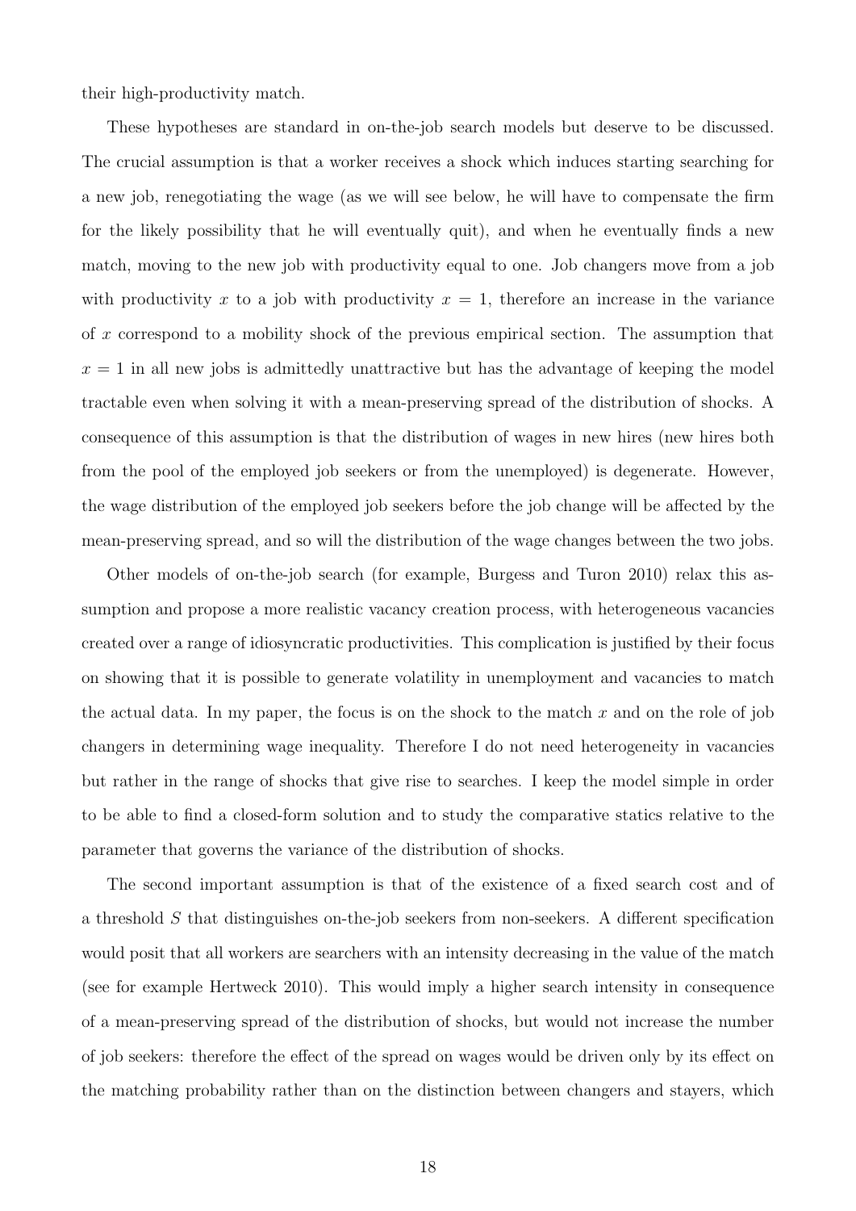their high-productivity match.

These hypotheses are standard in on-the-job search models but deserve to be discussed. The crucial assumption is that a worker receives a shock which induces starting searching for a new job, renegotiating the wage (as we will see below, he will have to compensate the firm for the likely possibility that he will eventually quit), and when he eventually finds a new match, moving to the new job with productivity equal to one. Job changers move from a job with productivity $x$ to a job with productivity $x = 1$, therefore an increase in the variance of $x$ correspond to a mobility shock of the previous empirical section. The assumption that $x = 1$ in all new jobs is admittedly unattractive but has the advantage of keeping the model tractable even when solving it with a mean-preserving spread of the distribution of shocks. A consequence of this assumption is that the distribution of wages in new hires (new hires both from the pool of the employed job seekers or from the unemployed) is degenerate. However, the wage distribution of the employed job seekers before the job change will be affected by the mean-preserving spread, and so will the distribution of the wage changes between the two jobs.

Other models of on-the-job search (for example, Burgess and Turon 2010) relax this assumption and propose a more realistic vacancy creation process, with heterogeneous vacancies created over a range of idiosyncratic productivities. This complication is justified by their focus on showing that it is possible to generate volatility in unemployment and vacancies to match the actual data. In my paper, the focus is on the shock to the match $x$ and on the role of job changers in determining wage inequality. Therefore I do not need heterogeneity in vacancies but rather in the range of shocks that give rise to searches. I keep the model simple in order to be able to find a closed-form solution and to study the comparative statics relative to the parameter that governs the variance of the distribution of shocks.

The second important assumption is that of the existence of a fixed search cost and of a threshold $S$ that distinguishes on-the-job seekers from non-seekers. A different specification would posit that all workers are searchers with an intensity decreasing in the value of the match (see for example Hertweck 2010). This would imply a higher search intensity in consequence of a mean-preserving spread of the distribution of shocks, but would not increase the number of job seekers: therefore the effect of the spread on wages would be driven only by its effect on the matching probability rather than on the distinction between changers and stayers, which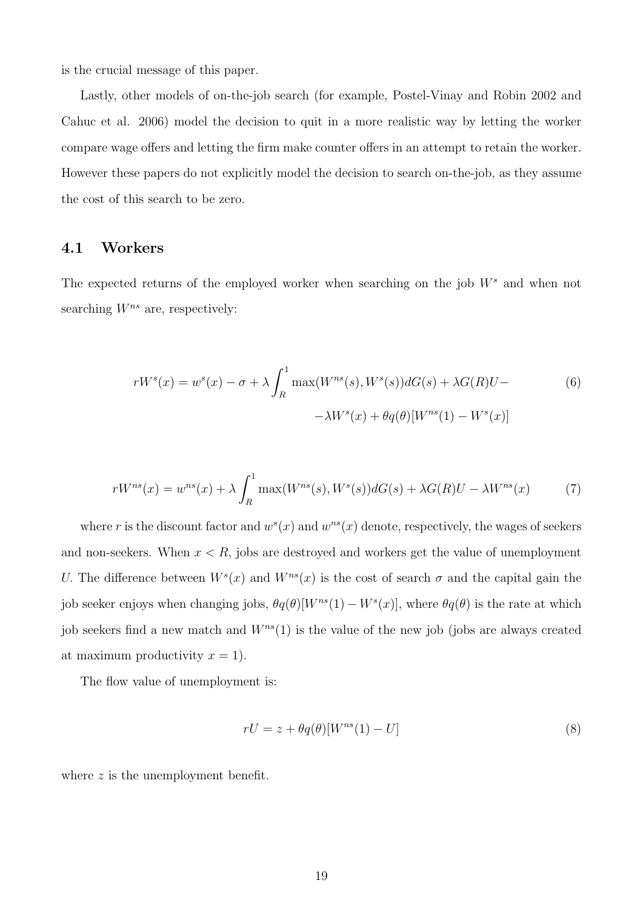is the crucial message of this paper.

Lastly, other models of on-the-job search (for example, Postel-Vinay and Robin 2002 and Cahuc et al. 2006) model the decision to quit in a more realistic way by letting the worker compare wage offers and letting the firm make counter offers in an attempt to retain the worker. However these papers do not explicitly model the decision to search on-the-job, as they assume the cost of this search to be zero.

## 4.1 Workers

The expected returns of the employed worker when searching on the job $W^s$ and when not searching $W^{ns}$ are, respectively:

$$
\begin{aligned}
rW^s(x) = w^s(x) - \sigma + \lambda \int_R^1 \max(W^{ns}(s), W^s(s))dG(s) + \lambda G(R)U - \\
-\lambda W^s(x) + \theta q(\theta)[W^{ns}(1) - W^s(x)]
\end{aligned}
\tag{6}
$$

$$
rW^{ns}(x) = w^{ns}(x) + \lambda \int_R^1 \max(W^{ns}(s), W^s(s))dG(s) + \lambda G(R)U - \lambda W^{ns}(x) \tag{7}
$$

where $r$ is the discount factor and $w^s(x)$ and $w^{ns}(x)$ denote, respectively, the wages of seekers and non-seekers. When $x < R$, jobs are destroyed and workers get the value of unemployment $U$. The difference between $W^s(x)$ and $W^{ns}(x)$ is the cost of search $\sigma$ and the capital gain the job seeker enjoys when changing jobs, $\theta q(\theta)[W^{ns}(1) - W^s(x)]$, where $\theta q(\theta)$ is the rate at which job seekers find a new match and $W^{ns}(1)$ is the value of the new job (jobs are always created at maximum productivity $x = 1$).

The flow value of unemployment is:

$$
rU = z + \theta q(\theta)[W^{ns}(1) - U] \tag{8}
$$

where $z$ is the unemployment benefit.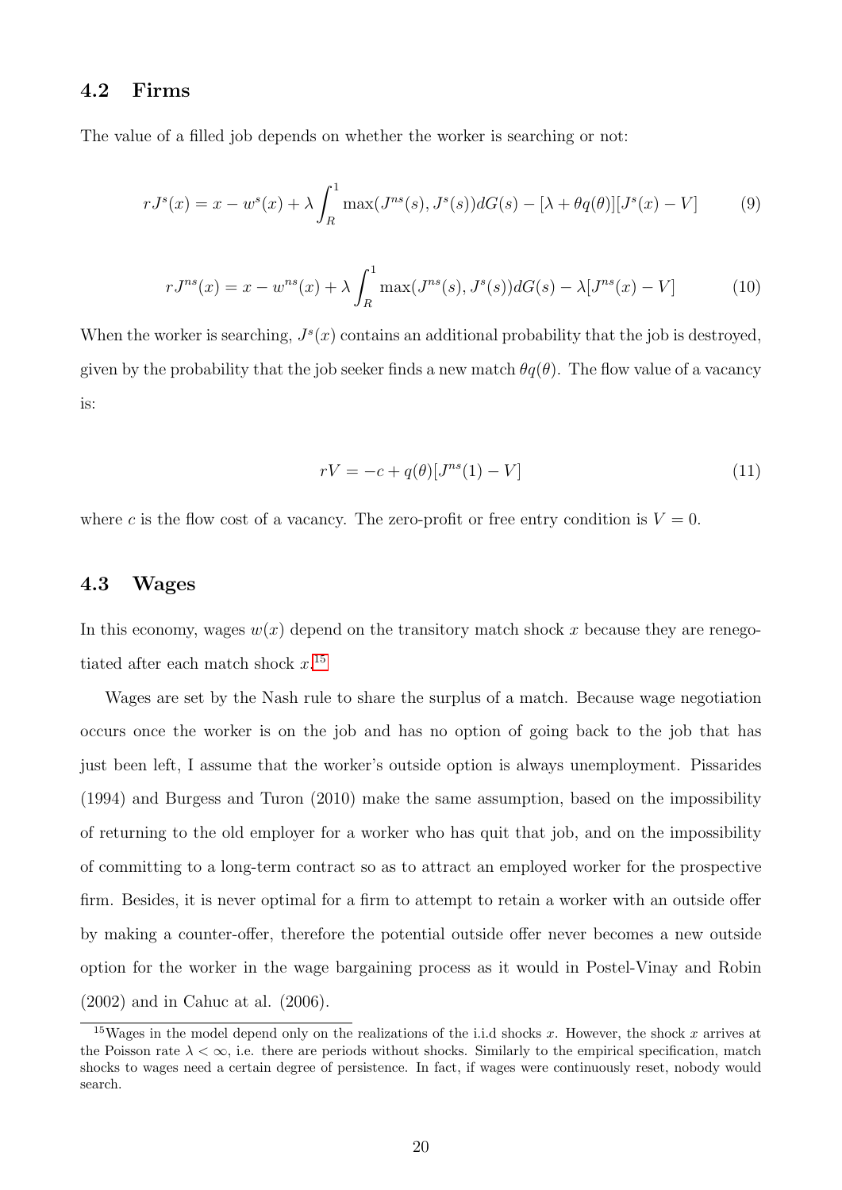### 4.2 Firms

The value of a filled job depends on whether the worker is searching or not:

$$rJ^s(x) = x - w^s(x) + \lambda \int_R^1 \max(J^{ns}(s), J^s(s))dG(s) - [\lambda + \theta q(\theta)][J^s(x) - V] \tag{9}$$

$$rJ^{ns}(x) = x - w^{ns}(x) + \lambda \int_R^1 \max(J^{ns}(s), J^s(s))dG(s) - \lambda[J^{ns}(x) - V] \tag{10}$$

When the worker is searching, $J^s(x)$ contains an additional probability that the job is destroyed, given by the probability that the job seeker finds a new match $\theta q(\theta)$. The flow value of a vacancy is:

$$rV = -c + q(\theta)[J^{ns}(1) - V] \tag{11}$$

where $c$ is the flow cost of a vacancy. The zero-profit or free entry condition is $V = 0$.

### 4.3 Wages

In this economy, wages $w(x)$ depend on the transitory match shock $x$ because they are renegotiated after each match shock $x$.[15]

Wages are set by the Nash rule to share the surplus of a match. Because wage negotiation occurs once the worker is on the job and has no option of going back to the job that has just been left, I assume that the worker's outside option is always unemployment. Pissarides (1994) and Burgess and Turon (2010) make the same assumption, based on the impossibility of returning to the old employer for a worker who has quit that job, and on the impossibility of committing to a long-term contract so as to attract an employed worker for the prospective firm. Besides, it is never optimal for a firm to attempt to retain a worker with an outside offer by making a counter-offer, therefore the potential outside offer never becomes a new outside option for the worker in the wage bargaining process as it would in Postel-Vinay and Robin (2002) and in Cahuc at al. (2006).

[15] Wages in the model depend only on the realizations of the i.i.d shocks $x$. However, the shock $x$ arrives at the Poisson rate $\lambda < \infty$, i.e. there are periods without shocks. Similarly to the empirical specification, match shocks to wages need a certain degree of persistence. In fact, if wages were continuously reset, nobody would search.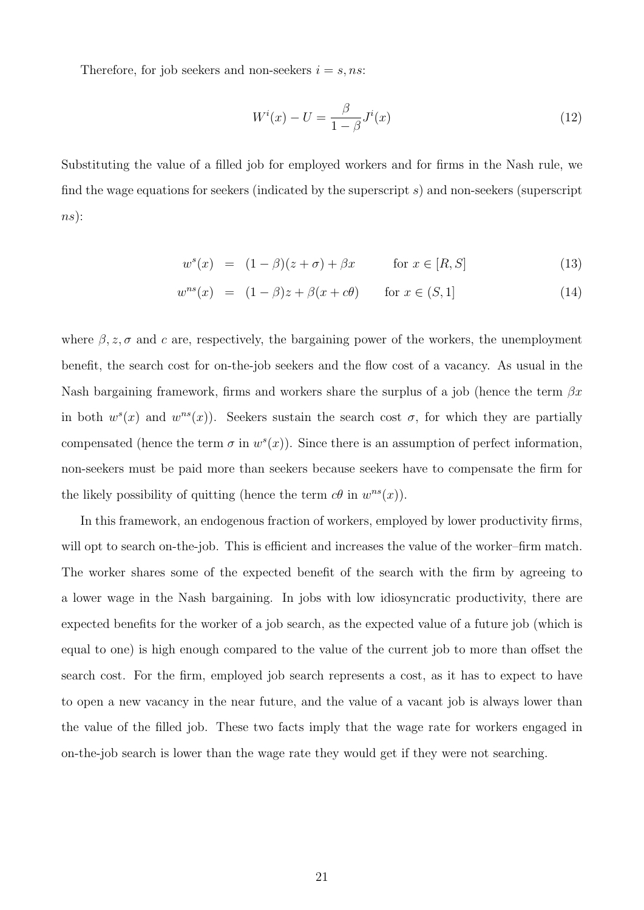Therefore, for job seekers and non-seekers $i = s, ns$:

$$W^i(x) - U = \frac{\beta}{1-\beta} J^i(x) \tag{12}$$

Substituting the value of a filled job for employed workers and for firms in the Nash rule, we find the wage equations for seekers (indicated by the superscript $s$) and non-seekers (superscript $ns$):

$$w^s(x) = (1-\beta)(z+\sigma) + \beta x \qquad \text{for } x \in [R, S] \tag{13}$$

$$w^{ns}(x) = (1-\beta)z + \beta(x + c\theta) \qquad \text{for } x \in (S, 1] \tag{14}$$

where $\beta, z, \sigma$ and $c$ are, respectively, the bargaining power of the workers, the unemployment benefit, the search cost for on-the-job seekers and the flow cost of a vacancy. As usual in the Nash bargaining framework, firms and workers share the surplus of a job (hence the term $\beta x$ in both $w^s(x)$ and $w^{ns}(x)$). Seekers sustain the search cost $\sigma$, for which they are partially compensated (hence the term $\sigma$ in $w^s(x)$). Since there is an assumption of perfect information, non-seekers must be paid more than seekers because seekers have to compensate the firm for the likely possibility of quitting (hence the term $c\theta$ in $w^{ns}(x)$).

In this framework, an endogenous fraction of workers, employed by lower productivity firms, will opt to search on-the-job. This is efficient and increases the value of the worker–firm match. The worker shares some of the expected benefit of the search with the firm by agreeing to a lower wage in the Nash bargaining. In jobs with low idiosyncratic productivity, there are expected benefits for the worker of a job search, as the expected value of a future job (which is equal to one) is high enough compared to the value of the current job to more than offset the search cost. For the firm, employed job search represents a cost, as it has to expect to have to open a new vacancy in the near future, and the value of a vacant job is always lower than the value of the filled job. These two facts imply that the wage rate for workers engaged in on-the-job search is lower than the wage rate they would get if they were not searching.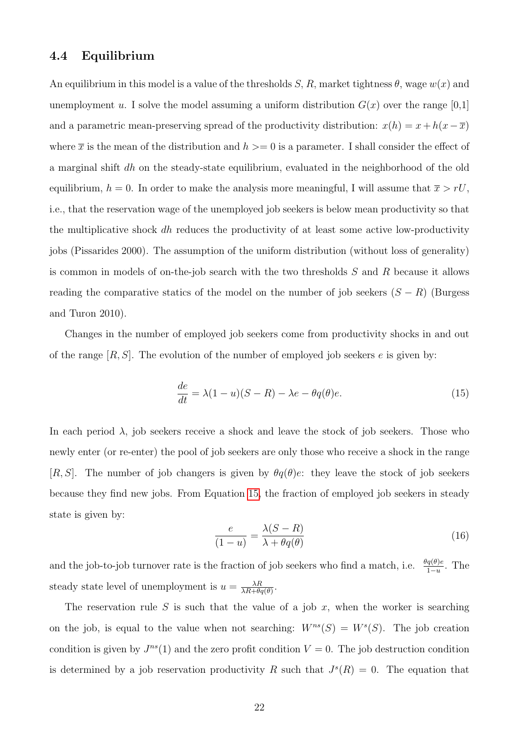### 4.4 Equilibrium

An equilibrium in this model is a value of the thresholds $S$, $R$, market tightness $\theta$, wage $w(x)$ and unemployment $u$. I solve the model assuming a uniform distribution $G(x)$ over the range [0,1] and a parametric mean-preserving spread of the productivity distribution: $x(h) = x + h(x - \overline{x})$ where $\overline{x}$ is the mean of the distribution and $h >= 0$ is a parameter. I shall consider the effect of a marginal shift $dh$ on the steady-state equilibrium, evaluated in the neighborhood of the old equilibrium, $h = 0$. In order to make the analysis more meaningful, I will assume that $\overline{x} > rU$, i.e., that the reservation wage of the unemployed job seekers is below mean productivity so that the multiplicative shock $dh$ reduces the productivity of at least some active low-productivity jobs (Pissarides 2000). The assumption of the uniform distribution (without loss of generality) is common in models of on-the-job search with the two thresholds $S$ and $R$ because it allows reading the comparative statics of the model on the number of job seekers $(S - R)$ (Burgess and Turon 2010).

Changes in the number of employed job seekers come from productivity shocks in and out of the range $[R, S]$. The evolution of the number of employed job seekers $e$ is given by:

$$\frac{de}{dt} = \lambda(1-u)(S-R) - \lambda e - \theta q(\theta)e. \tag{15}$$

In each period $\lambda$, job seekers receive a shock and leave the stock of job seekers. Those who newly enter (or re-enter) the pool of job seekers are only those who receive a shock in the range $[R, S]$. The number of job changers is given by $\theta q(\theta)e$: they leave the stock of job seekers because they find new jobs. From Equation 15, the fraction of employed job seekers in steady state is given by:

$$\frac{e}{(1-u)} = \frac{\lambda(S-R)}{\lambda + \theta q(\theta)} \tag{16}$$

and the job-to-job turnover rate is the fraction of job seekers who find a match, i.e. $\frac{\theta q(\theta)e}{1-u}$. The steady state level of unemployment is $u = \frac{\lambda R}{\lambda R + \theta q(\theta)}$.

The reservation rule $S$ is such that the value of a job $x$, when the worker is searching on the job, is equal to the value when not searching: $W^{ns}(S) = W^{s}(S)$. The job creation condition is given by $J^{ns}(1)$ and the zero profit condition $V = 0$. The job destruction condition is determined by a job reservation productivity $R$ such that $J^{s}(R) = 0$. The equation that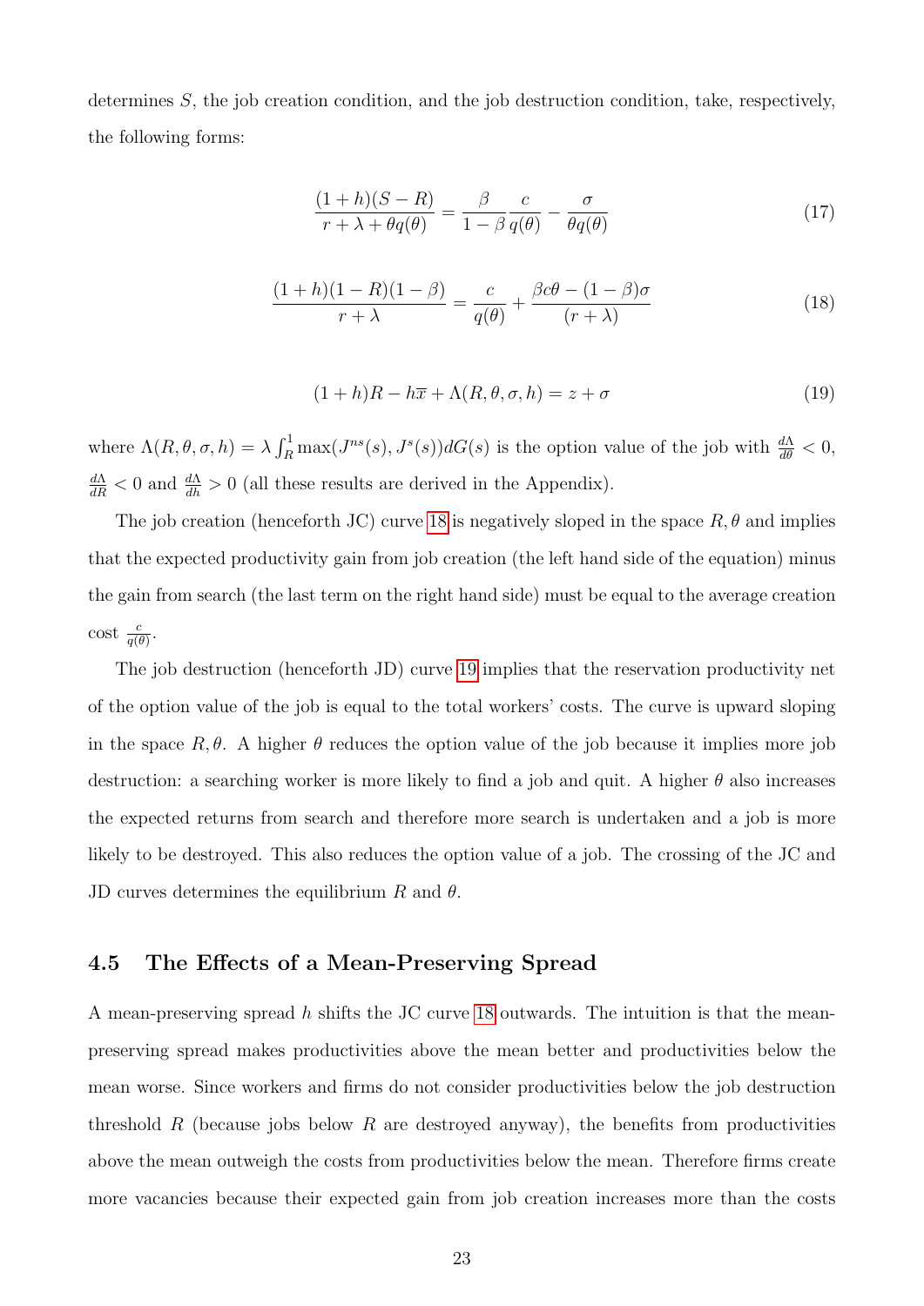determines $S$, the job creation condition, and the job destruction condition, take, respectively, the following forms:

$$\frac{(1+h)(S-R)}{r+\lambda+\theta q(\theta)} = \frac{\beta}{1-\beta}\frac{c}{q(\theta)} - \frac{\sigma}{\theta q(\theta)} \tag{17}$$

$$\frac{(1+h)(1-R)(1-\beta)}{r+\lambda} = \frac{c}{q(\theta)} + \frac{\beta c\theta - (1-\beta)\sigma}{(r+\lambda)} \tag{18}$$

$$(1+h)R - h\overline{x} + \Lambda(R,\theta,\sigma,h) = z + \sigma \tag{19}$$

where $\Lambda(R,\theta,\sigma,h) = \lambda\int_R^1 \max(J^{ns}(s), J^s(s))dG(s)$ is the option value of the job with $\frac{d\Lambda}{d\theta} < 0$, $\frac{d\Lambda}{dR} < 0$ and $\frac{d\Lambda}{dh} > 0$ (all these results are derived in the Appendix).

The job creation (henceforth JC) curve 18 is negatively sloped in the space $R, \theta$ and implies that the expected productivity gain from job creation (the left hand side of the equation) minus the gain from search (the last term on the right hand side) must be equal to the average creation cost $\frac{c}{q(\theta)}$.

The job destruction (henceforth JD) curve 19 implies that the reservation productivity net of the option value of the job is equal to the total workers' costs. The curve is upward sloping in the space $R, \theta$. A higher $\theta$ reduces the option value of the job because it implies more job destruction: a searching worker is more likely to find a job and quit. A higher $\theta$ also increases the expected returns from search and therefore more search is undertaken and a job is more likely to be destroyed. This also reduces the option value of a job. The crossing of the JC and JD curves determines the equilibrium $R$ and $\theta$.

### 4.5 The Effects of a Mean-Preserving Spread

A mean-preserving spread $h$ shifts the JC curve 18 outwards. The intuition is that the mean-preserving spread makes productivities above the mean better and productivities below the mean worse. Since workers and firms do not consider productivities below the job destruction threshold $R$ (because jobs below $R$ are destroyed anyway), the benefits from productivities above the mean outweigh the costs from productivities below the mean. Therefore firms create more vacancies because their expected gain from job creation increases more than the costs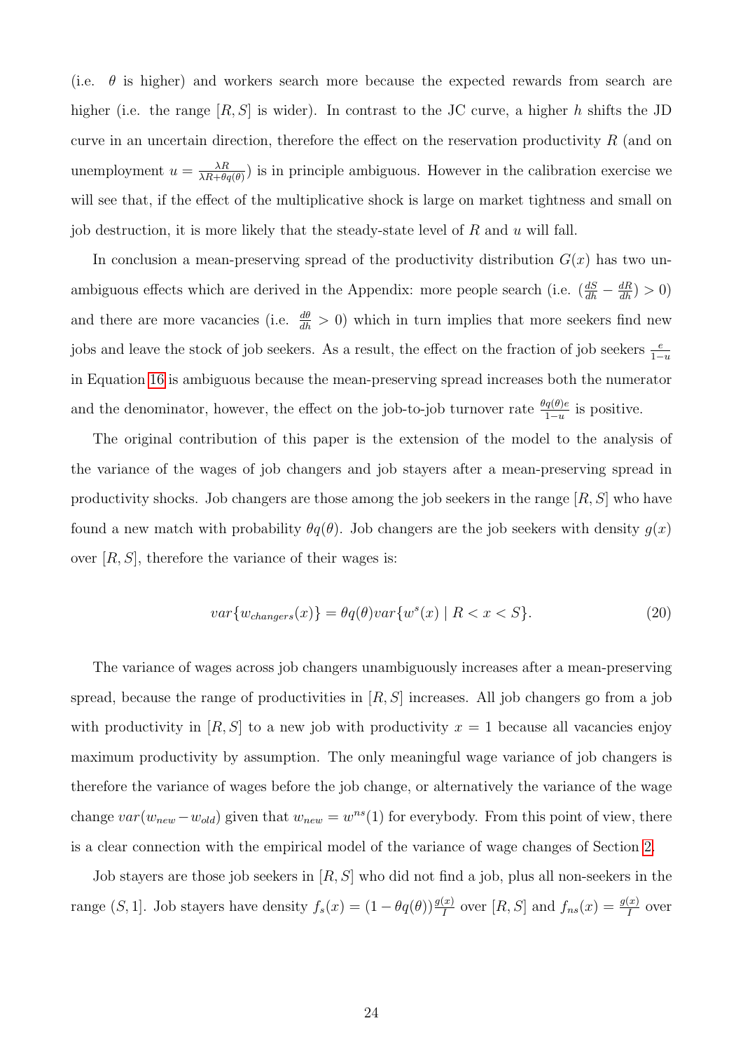(i.e. $\theta$ is higher) and workers search more because the expected rewards from search are higher (i.e. the range $[R, S]$ is wider). In contrast to the JC curve, a higher $h$ shifts the JD curve in an uncertain direction, therefore the effect on the reservation productivity $R$ (and on unemployment $u = \frac{\lambda R}{\lambda R + \theta q(\theta)}$) is in principle ambiguous. However in the calibration exercise we will see that, if the effect of the multiplicative shock is large on market tightness and small on job destruction, it is more likely that the steady-state level of $R$ and $u$ will fall.

In conclusion a mean-preserving spread of the productivity distribution $G(x)$ has two unambiguous effects which are derived in the Appendix: more people search (i.e. $(\frac{dS}{dh} - \frac{dR}{dh}) > 0$) and there are more vacancies (i.e. $\frac{d\theta}{dh} > 0$) which in turn implies that more seekers find new jobs and leave the stock of job seekers. As a result, the effect on the fraction of job seekers $\frac{e}{1-u}$ in Equation 16 is ambiguous because the mean-preserving spread increases both the numerator and the denominator, however, the effect on the job-to-job turnover rate $\frac{\theta q(\theta) e}{1-u}$ is positive.

The original contribution of this paper is the extension of the model to the analysis of the variance of the wages of job changers and job stayers after a mean-preserving spread in productivity shocks. Job changers are those among the job seekers in the range $[R, S]$ who have found a new match with probability $\theta q(\theta)$. Job changers are the job seekers with density $g(x)$ over $[R, S]$, therefore the variance of their wages is:

$$var\{w_{changers}(x)\} = \theta q(\theta) var\{w^s(x) \mid R < x < S\}. \tag{20}$$

The variance of wages across job changers unambiguously increases after a mean-preserving spread, because the range of productivities in $[R, S]$ increases. All job changers go from a job with productivity in $[R, S]$ to a new job with productivity $x = 1$ because all vacancies enjoy maximum productivity by assumption. The only meaningful wage variance of job changers is therefore the variance of wages before the job change, or alternatively the variance of the wage change $var(w_{new} - w_{old})$ given that $w_{new} = w^{ns}(1)$ for everybody. From this point of view, there is a clear connection with the empirical model of the variance of wage changes of Section 2.

Job stayers are those job seekers in $[R, S]$ who did not find a job, plus all non-seekers in the range $(S, 1]$. Job stayers have density $f_s(x) = (1 - \theta q(\theta))\frac{g(x)}{I}$ over $[R, S]$ and $f_{ns}(x) = \frac{g(x)}{I}$ over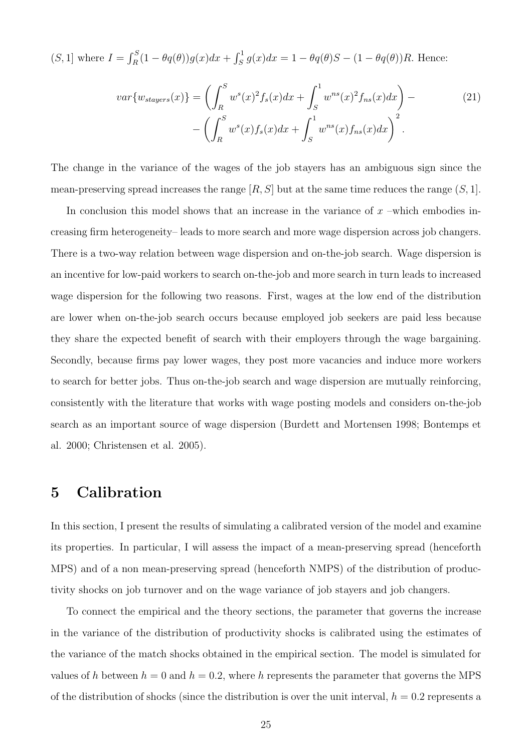$(S, 1]$ where $I = \int_R^S (1 - \theta q(\theta))g(x)dx + \int_S^1 g(x)dx = 1 - \theta q(\theta)S - (1 - \theta q(\theta))R$. Hence:

$$var\{w_{stayers}(x)\} = \left( \int_R^S w^s(x)^2 f_s(x)dx + \int_S^1 w^{ns}(x)^2 f_{ns}(x)dx \right) - \\ - \left( \int_R^S w^s(x) f_s(x)dx + \int_S^1 w^{ns}(x) f_{ns}(x)dx \right)^2. \tag{21}$$

The change in the variance of the wages of the job stayers has an ambiguous sign since the mean-preserving spread increases the range $[R, S]$ but at the same time reduces the range $(S, 1]$.

In conclusion this model shows that an increase in the variance of $x$ –which embodies increasing firm heterogeneity– leads to more search and more wage dispersion across job changers. There is a two-way relation between wage dispersion and on-the-job search. Wage dispersion is an incentive for low-paid workers to search on-the-job and more search in turn leads to increased wage dispersion for the following two reasons. First, wages at the low end of the distribution are lower when on-the-job search occurs because employed job seekers are paid less because they share the expected benefit of search with their employers through the wage bargaining. Secondly, because firms pay lower wages, they post more vacancies and induce more workers to search for better jobs. Thus on-the-job search and wage dispersion are mutually reinforcing, consistently with the literature that works with wage posting models and considers on-the-job search as an important source of wage dispersion (Burdett and Mortensen 1998; Bontemps et al. 2000; Christensen et al. 2005).

# 5 Calibration

In this section, I present the results of simulating a calibrated version of the model and examine its properties. In particular, I will assess the impact of a mean-preserving spread (henceforth MPS) and of a non mean-preserving spread (henceforth NMPS) of the distribution of productivity shocks on job turnover and on the wage variance of job stayers and job changers.

To connect the empirical and the theory sections, the parameter that governs the increase in the variance of the distribution of productivity shocks is calibrated using the estimates of the variance of the match shocks obtained in the empirical section. The model is simulated for values of $h$ between $h = 0$ and $h = 0.2$, where $h$ represents the parameter that governs the MPS of the distribution of shocks (since the distribution is over the unit interval, $h = 0.2$ represents a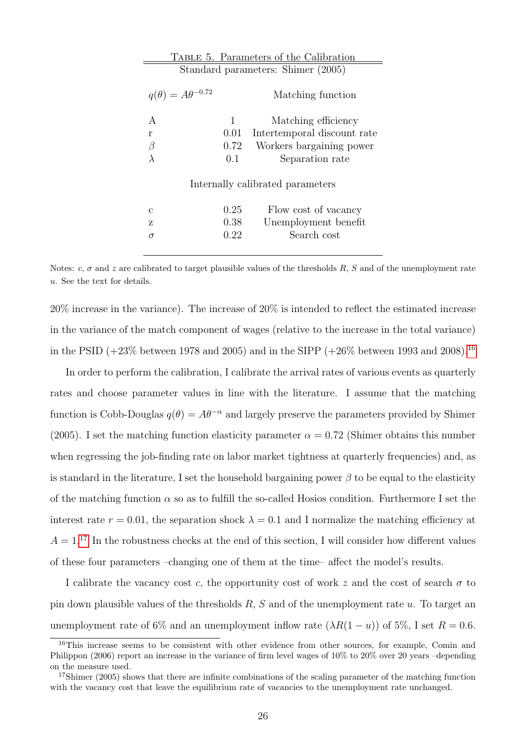Table 5. Parameters of the Calibration

| Standard parameters: Shimer (2005) | | |
|---|---|---|
| $q(\theta) = A\theta^{-0.72}$ | | Matching function |
| A | 1 | Matching efficiency |
| r | 0.01 | Intertemporal discount rate |
| $\beta$ | 0.72 | Workers bargaining power |
| $\lambda$ | 0.1 | Separation rate |
| Internally calibrated parameters | | |
| c | 0.25 | Flow cost of vacancy |
| z | 0.38 | Unemployment benefit |
| $\sigma$ | 0.22 | Search cost |

Notes: $c$, $\sigma$ and $z$ are calibrated to target plausible values of the thresholds $R$, $S$ and of the unemployment rate $u$. See the text for details.

20% increase in the variance). The increase of 20% is intended to reflect the estimated increase in the variance of the match component of wages (relative to the increase in the total variance) in the PSID (+23% between 1978 and 2005) and in the SIPP (+26% between 1993 and 2008).[16]

In order to perform the calibration, I calibrate the arrival rates of various events as quarterly rates and choose parameter values in line with the literature. I assume that the matching function is Cobb-Douglas $q(\theta) = A\theta^{-\alpha}$ and largely preserve the parameters provided by Shimer (2005). I set the matching function elasticity parameter $\alpha = 0.72$ (Shimer obtains this number when regressing the job-finding rate on labor market tightness at quarterly frequencies) and, as is standard in the literature, I set the household bargaining power $\beta$ to be equal to the elasticity of the matching function $\alpha$ so as to fulfill the so-called Hosios condition. Furthermore I set the interest rate $r = 0.01$, the separation shock $\lambda = 0.1$ and I normalize the matching efficiency at $A = 1$.[17] In the robustness checks at the end of this section, I will consider how different values of these four parameters –changing one of them at the time– affect the model's results.

I calibrate the vacancy cost $c$, the opportunity cost of work $z$ and the cost of search $\sigma$ to pin down plausible values of the thresholds $R$, $S$ and of the unemployment rate $u$. To target an unemployment rate of 6% and an unemployment inflow rate ($\lambda R(1-u)$) of 5%, I set $R = 0.6$.

[16] This increase seems to be consistent with other evidence from other sources, for example, Comin and Philippon (2006) report an increase in the variance of firm level wages of 10% to 20% over 20 years –depending on the measure used.

[17] Shimer (2005) shows that there are infinite combinations of the scaling parameter of the matching function with the vacancy cost that leave the equilibrium rate of vacancies to the unemployment rate unchanged.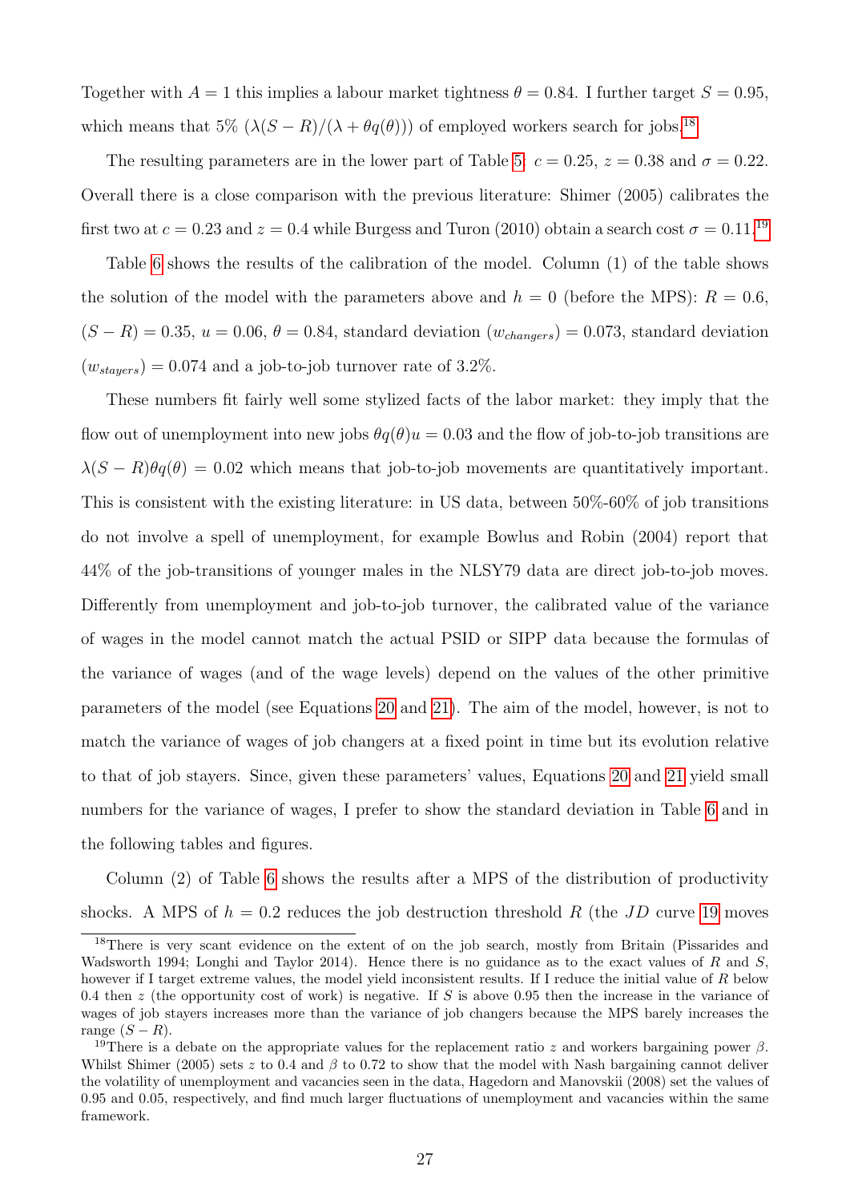Together with $A = 1$ this implies a labour market tightness $\theta = 0.84$. I further target $S = 0.95$, which means that 5% ($\lambda(S - R)/(\lambda + \theta q(\theta))$) of employed workers search for jobs.[18]

The resulting parameters are in the lower part of Table 5: $c = 0.25$, $z = 0.38$ and $\sigma = 0.22$. Overall there is a close comparison with the previous literature: Shimer (2005) calibrates the first two at $c = 0.23$ and $z = 0.4$ while Burgess and Turon (2010) obtain a search cost $\sigma = 0.11$.[19]

Table 6 shows the results of the calibration of the model. Column (1) of the table shows the solution of the model with the parameters above and $h = 0$ (before the MPS): $R = 0.6$, $(S - R) = 0.35$, $u = 0.06$, $\theta = 0.84$, standard deviation $(w_{changers}) = 0.073$, standard deviation $(w_{stayers}) = 0.074$ and a job-to-job turnover rate of 3.2%.

These numbers fit fairly well some stylized facts of the labor market: they imply that the flow out of unemployment into new jobs $\theta q(\theta)u = 0.03$ and the flow of job-to-job transitions are $\lambda(S - R)\theta q(\theta) = 0.02$ which means that job-to-job movements are quantitatively important. This is consistent with the existing literature: in US data, between 50%-60% of job transitions do not involve a spell of unemployment, for example Bowlus and Robin (2004) report that 44% of the job-transitions of younger males in the NLSY79 data are direct job-to-job moves. Differently from unemployment and job-to-job turnover, the calibrated value of the variance of wages in the model cannot match the actual PSID or SIPP data because the formulas of the variance of wages (and of the wage levels) depend on the values of the other primitive parameters of the model (see Equations 20 and 21). The aim of the model, however, is not to match the variance of wages of job changers at a fixed point in time but its evolution relative to that of job stayers. Since, given these parameters' values, Equations 20 and 21 yield small numbers for the variance of wages, I prefer to show the standard deviation in Table 6 and in the following tables and figures.

Column (2) of Table 6 shows the results after a MPS of the distribution of productivity shocks. A MPS of $h = 0.2$ reduces the job destruction threshold $R$ (the $JD$ curve 19 moves

[18] There is very scant evidence on the extent of on the job search, mostly from Britain (Pissarides and Wadsworth 1994; Longhi and Taylor 2014). Hence there is no guidance as to the exact values of $R$ and $S$, however if I target extreme values, the model yield inconsistent results. If I reduce the initial value of $R$ below 0.4 then $z$ (the opportunity cost of work) is negative. If $S$ is above 0.95 then the increase in the variance of wages of job stayers increases more than the variance of job changers because the MPS barely increases the range $(S - R)$.

[19] There is a debate on the appropriate values for the replacement ratio $z$ and workers bargaining power $\beta$. Whilst Shimer (2005) sets $z$ to 0.4 and $\beta$ to 0.72 to show that the model with Nash bargaining cannot deliver the volatility of unemployment and vacancies seen in the data, Hagedorn and Manovskii (2008) set the values of 0.95 and 0.05, respectively, and find much larger fluctuations of unemployment and vacancies within the same framework.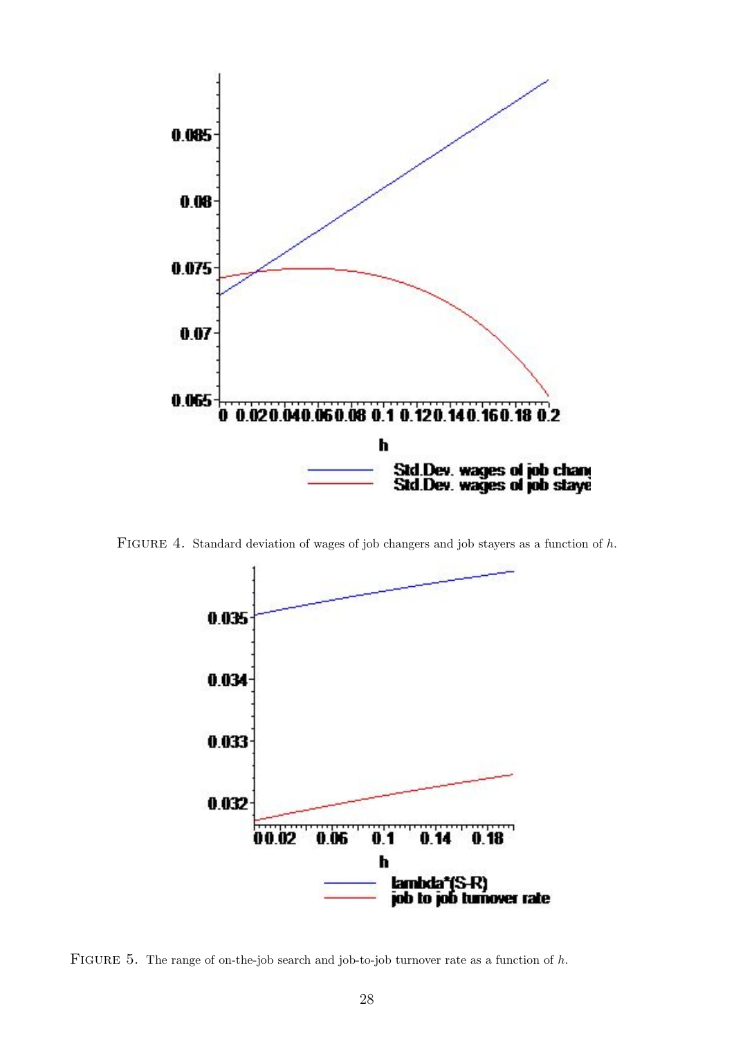Figure 4. Standard deviation of wages of job changers and job stayers as a function of $h$.

Figure 5. The range of on-the-job search and job-to-job turnover rate as a function of $h$.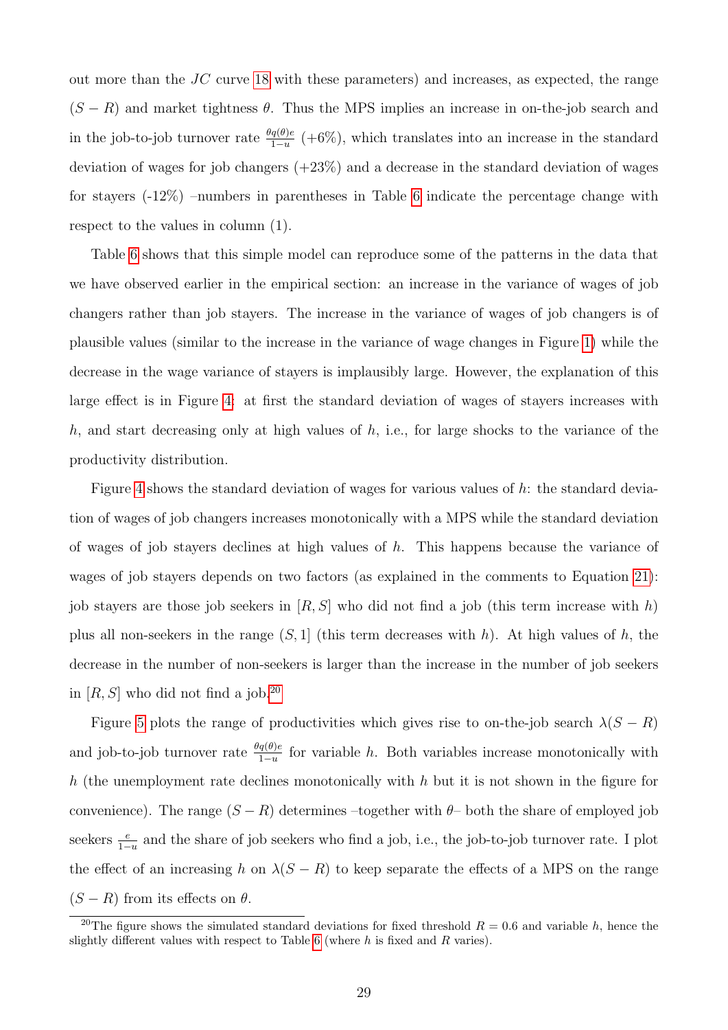out more than the $JC$ curve 18 with these parameters) and increases, as expected, the range $(S - R)$ and market tightness $\theta$. Thus the MPS implies an increase in on-the-job search and in the job-to-job turnover rate $\frac{\theta q(\theta)e}{1-u}$ (+6%), which translates into an increase in the standard deviation of wages for job changers (+23%) and a decrease in the standard deviation of wages for stayers (-12%) –numbers in parentheses in Table 6 indicate the percentage change with respect to the values in column (1).

Table 6 shows that this simple model can reproduce some of the patterns in the data that we have observed earlier in the empirical section: an increase in the variance of wages of job changers rather than job stayers. The increase in the variance of wages of job changers is of plausible values (similar to the increase in the variance of wage changes in Figure 1) while the decrease in the wage variance of stayers is implausibly large. However, the explanation of this large effect is in Figure 4: at first the standard deviation of wages of stayers increases with $h$, and start decreasing only at high values of $h$, i.e., for large shocks to the variance of the productivity distribution.

Figure 4 shows the standard deviation of wages for various values of $h$: the standard deviation of wages of job changers increases monotonically with a MPS while the standard deviation of wages of job stayers declines at high values of $h$. This happens because the variance of wages of job stayers depends on two factors (as explained in the comments to Equation 21): job stayers are those job seekers in $[R, S]$ who did not find a job (this term increase with $h$) plus all non-seekers in the range $(S, 1]$ (this term decreases with $h$). At high values of $h$, the decrease in the number of non-seekers is larger than the increase in the number of job seekers in $[R, S]$ who did not find a job.[20]

Figure 5 plots the range of productivities which gives rise to on-the-job search $\lambda(S - R)$ and job-to-job turnover rate $\frac{\theta q(\theta)e}{1-u}$ for variable $h$. Both variables increase monotonically with $h$ (the unemployment rate declines monotonically with $h$ but it is not shown in the figure for convenience). The range $(S - R)$ determines –together with $\theta$– both the share of employed job seekers $\frac{e}{1-u}$ and the share of job seekers who find a job, i.e., the job-to-job turnover rate. I plot the effect of an increasing $h$ on $\lambda(S - R)$ to keep separate the effects of a MPS on the range $(S - R)$ from its effects on $\theta$.

[20]The figure shows the simulated standard deviations for fixed threshold $R = 0.6$ and variable $h$, hence the slightly different values with respect to Table 6 (where $h$ is fixed and $R$ varies).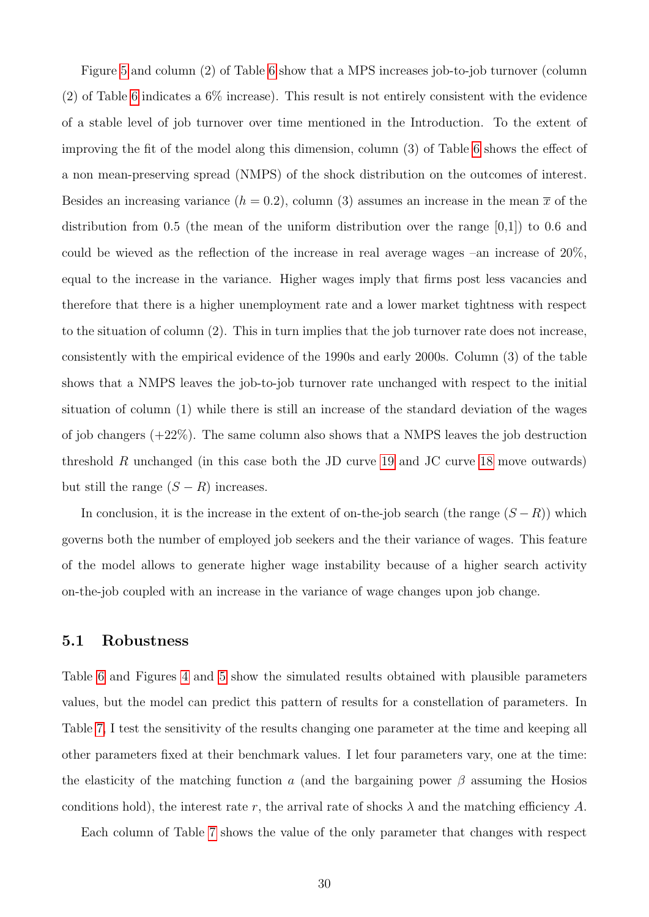Figure 5 and column (2) of Table 6 show that a MPS increases job-to-job turnover (column (2) of Table 6 indicates a 6% increase). This result is not entirely consistent with the evidence of a stable level of job turnover over time mentioned in the Introduction. To the extent of improving the fit of the model along this dimension, column (3) of Table 6 shows the effect of a non mean-preserving spread (NMPS) of the shock distribution on the outcomes of interest. Besides an increasing variance ($h = 0.2$), column (3) assumes an increase in the mean $\overline{x}$ of the distribution from 0.5 (the mean of the uniform distribution over the range [0,1]) to 0.6 and could be wieved as the reflection of the increase in real average wages –an increase of 20%, equal to the increase in the variance. Higher wages imply that firms post less vacancies and therefore that there is a higher unemployment rate and a lower market tightness with respect to the situation of column (2). This in turn implies that the job turnover rate does not increase, consistently with the empirical evidence of the 1990s and early 2000s. Column (3) of the table shows that a NMPS leaves the job-to-job turnover rate unchanged with respect to the initial situation of column (1) while there is still an increase of the standard deviation of the wages of job changers (+22%). The same column also shows that a NMPS leaves the job destruction threshold $R$ unchanged (in this case both the JD curve 19 and JC curve 18 move outwards) but still the range $(S - R)$ increases.

In conclusion, it is the increase in the extent of on-the-job search (the range $(S - R)$) which governs both the number of employed job seekers and the their variance of wages. This feature of the model allows to generate higher wage instability because of a higher search activity on-the-job coupled with an increase in the variance of wage changes upon job change.

## 5.1 Robustness

Table 6 and Figures 4 and 5 show the simulated results obtained with plausible parameters values, but the model can predict this pattern of results for a constellation of parameters. In Table 7, I test the sensitivity of the results changing one parameter at the time and keeping all other parameters fixed at their benchmark values. I let four parameters vary, one at the time: the elasticity of the matching function $a$ (and the bargaining power $\beta$ assuming the Hosios conditions hold), the interest rate $r$, the arrival rate of shocks $\lambda$ and the matching efficiency $A$.

Each column of Table 7 shows the value of the only parameter that changes with respect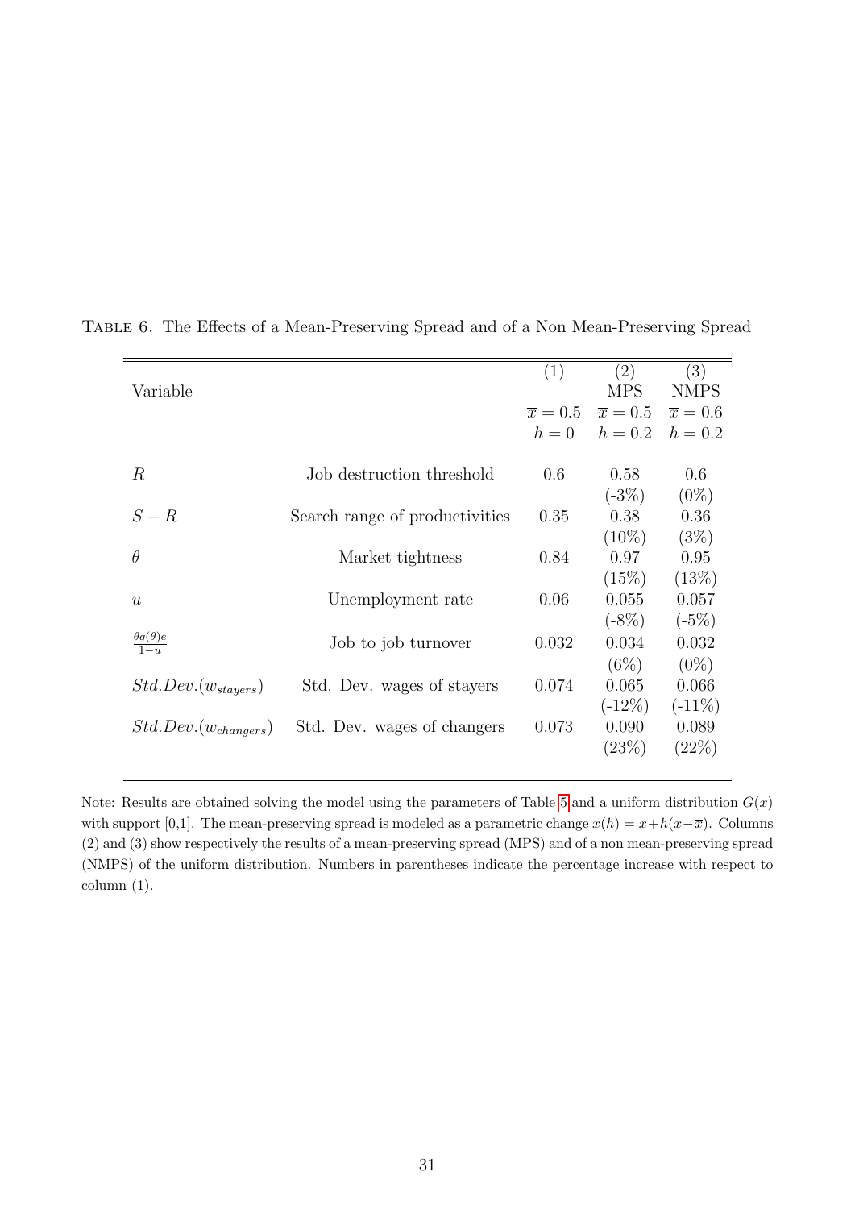Table 6. The Effects of a Mean-Preserving Spread and of a Non Mean-Preserving Spread

| Variable | | (1) | (2) | (3) |
|---|---|---|---|---|
| | | | MPS | NMPS |
| | | $\overline{x} = 0.5$ | $\overline{x} = 0.5$ | $\overline{x} = 0.6$ |
| | | $h = 0$ | $h = 0.2$ | $h = 0.2$ |
| $R$ | Job destruction threshold | 0.6 | 0.58 | 0.6 |
| | | | (-3%) | (0%) |
| $S - R$ | Search range of productivities | 0.35 | 0.38 | 0.36 |
| | | | (10%) | (3%) |
| $\theta$ | Market tightness | 0.84 | 0.97 | 0.95 |
| | | | (15%) | (13%) |
| $u$ | Unemployment rate | 0.06 | 0.055 | 0.057 |
| | | | (-8%) | (-5%) |
| $\frac{\theta q(\theta) e}{1-u}$ | Job to job turnover | 0.032 | 0.034 | 0.032 |
| | | | (6%) | (0%) |
| $Std.Dev.(w_{stayers})$ | Std. Dev. wages of stayers | 0.074 | 0.065 | 0.066 |
| | | | (-12%) | (-11%) |
| $Std.Dev.(w_{changers})$ | Std. Dev. wages of changers | 0.073 | 0.090 | 0.089 |
| | | | (23%) | (22%) |

Note: Results are obtained solving the model using the parameters of Table 5 and a uniform distribution $G(x)$ with support [0,1]. The mean-preserving spread is modeled as a parametric change $x(h) = x + h(x - \overline{x})$. Columns (2) and (3) show respectively the results of a mean-preserving spread (MPS) and of a non mean-preserving spread (NMPS) of the uniform distribution. Numbers in parentheses indicate the percentage increase with respect to column (1).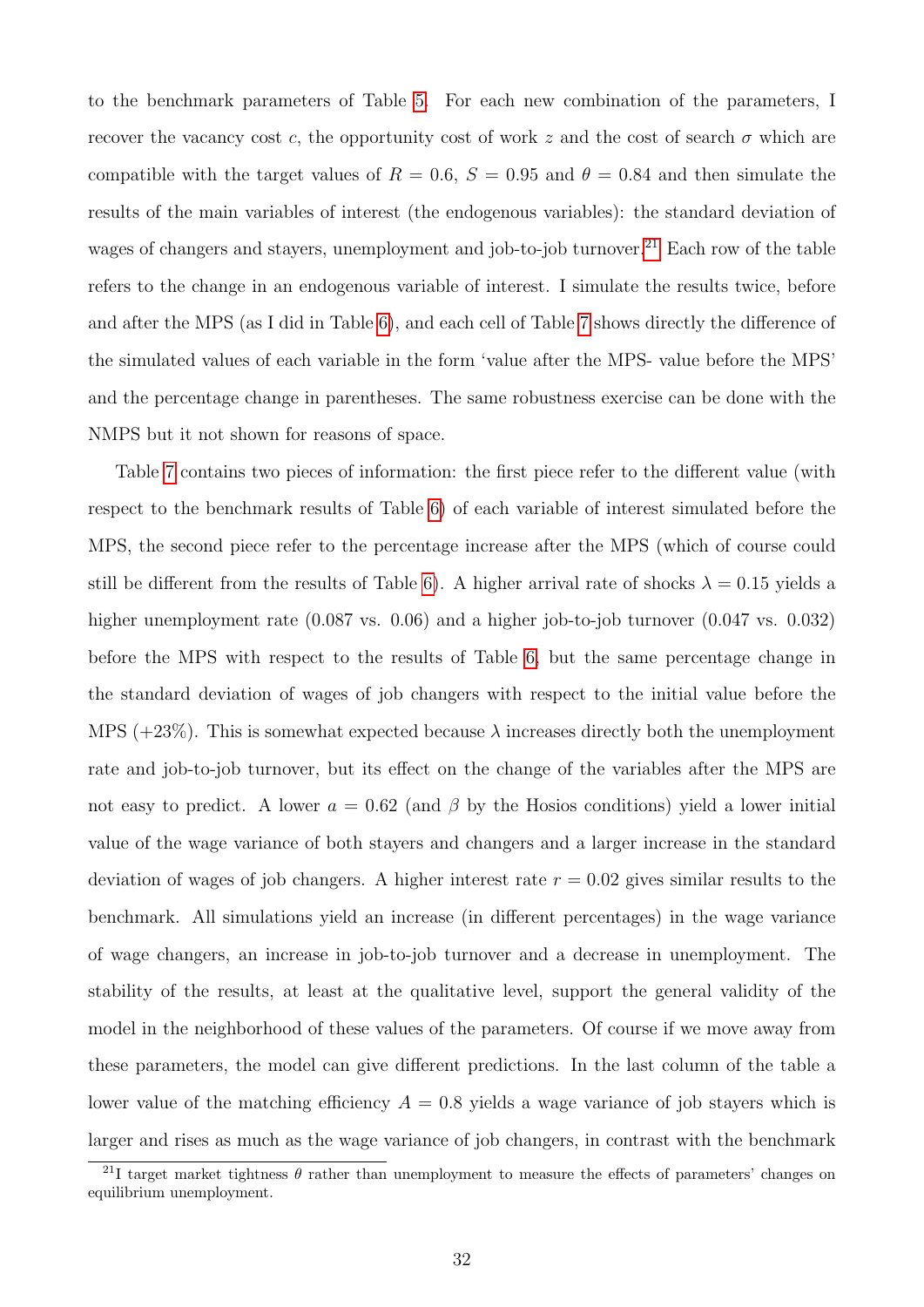to the benchmark parameters of Table 5. For each new combination of the parameters, I recover the vacancy cost $c$, the opportunity cost of work $z$ and the cost of search $\sigma$ which are compatible with the target values of $R = 0.6$, $S = 0.95$ and $\theta = 0.84$ and then simulate the results of the main variables of interest (the endogenous variables): the standard deviation of wages of changers and stayers, unemployment and job-to-job turnover.[21] Each row of the table refers to the change in an endogenous variable of interest. I simulate the results twice, before and after the MPS (as I did in Table 6), and each cell of Table 7 shows directly the difference of the simulated values of each variable in the form 'value after the MPS- value before the MPS' and the percentage change in parentheses. The same robustness exercise can be done with the NMPS but it not shown for reasons of space.

Table 7 contains two pieces of information: the first piece refer to the different value (with respect to the benchmark results of Table 6) of each variable of interest simulated before the MPS, the second piece refer to the percentage increase after the MPS (which of course could still be different from the results of Table 6). A higher arrival rate of shocks $\lambda = 0.15$ yields a higher unemployment rate (0.087 vs. 0.06) and a higher job-to-job turnover (0.047 vs. 0.032) before the MPS with respect to the results of Table 6, but the same percentage change in the standard deviation of wages of job changers with respect to the initial value before the MPS (+23%). This is somewhat expected because $\lambda$ increases directly both the unemployment rate and job-to-job turnover, but its effect on the change of the variables after the MPS are not easy to predict. A lower $a = 0.62$ (and $\beta$ by the Hosios conditions) yield a lower initial value of the wage variance of both stayers and changers and a larger increase in the standard deviation of wages of job changers. A higher interest rate $r = 0.02$ gives similar results to the benchmark. All simulations yield an increase (in different percentages) in the wage variance of wage changers, an increase in job-to-job turnover and a decrease in unemployment. The stability of the results, at least at the qualitative level, support the general validity of the model in the neighborhood of these values of the parameters. Of course if we move away from these parameters, the model can give different predictions. In the last column of the table a lower value of the matching efficiency $A = 0.8$ yields a wage variance of job stayers which is larger and rises as much as the wage variance of job changers, in contrast with the benchmark

[21] I target market tightness $\theta$ rather than unemployment to measure the effects of parameters' changes on equilibrium unemployment.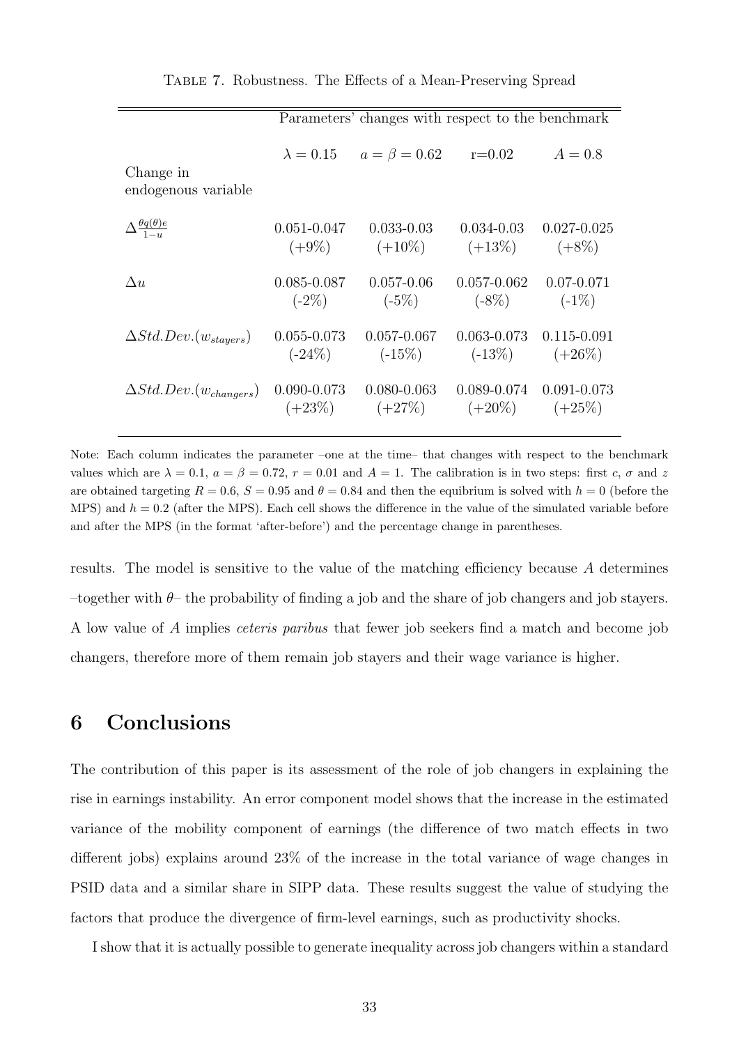Table 7. Robustness. The Effects of a Mean-Preserving Spread

| | Parameters' changes with respect to the benchmark | | | |
|---|---|---|---|---|
| Change in endogenous variable | $\lambda = 0.15$ | $a = \beta = 0.62$ | r=0.02 | $A = 0.8$ |
| $\Delta \frac{\theta q(\theta) e}{1-u}$ | 0.051-0.047 (+9%) | 0.033-0.03 (+10%) | 0.034-0.03 (+13%) | 0.027-0.025 (+8%) |
| $\Delta u$ | 0.085-0.087 (-2%) | 0.057-0.06 (-5%) | 0.057-0.062 (-8%) | 0.07-0.071 (-1%) |
| $\Delta Std.Dev.(w_{stayers})$ | 0.055-0.073 (-24%) | 0.057-0.067 (-15%) | 0.063-0.073 (-13%) | 0.115-0.091 (+26%) |
| $\Delta Std.Dev.(w_{changers})$ | 0.090-0.073 (+23%) | 0.080-0.063 (+27%) | 0.089-0.074 (+20%) | 0.091-0.073 (+25%) |

Note: Each column indicates the parameter –one at the time– that changes with respect to the benchmark values which are $\lambda = 0.1$, $a = \beta = 0.72$, $r = 0.01$ and $A = 1$. The calibration is in two steps: first $c$, $\sigma$ and $z$ are obtained targeting $R = 0.6$, $S = 0.95$ and $\theta = 0.84$ and then the equilibrium is solved with $h = 0$ (before the MPS) and $h = 0.2$ (after the MPS). Each cell shows the difference in the value of the simulated variable before and after the MPS (in the format 'after-before') and the percentage change in parentheses.

results. The model is sensitive to the value of the matching efficiency because $A$ determines –together with $\theta$– the probability of finding a job and the share of job changers and job stayers. A low value of $A$ implies *ceteris paribus* that fewer job seekers find a match and become job changers, therefore more of them remain job stayers and their wage variance is higher.

## 6 Conclusions

The contribution of this paper is its assessment of the role of job changers in explaining the rise in earnings instability. An error component model shows that the increase in the estimated variance of the mobility component of earnings (the difference of two match effects in two different jobs) explains around 23% of the increase in the total variance of wage changes in PSID data and a similar share in SIPP data. These results suggest the value of studying the factors that produce the divergence of firm-level earnings, such as productivity shocks.

I show that it is actually possible to generate inequality across job changers within a standard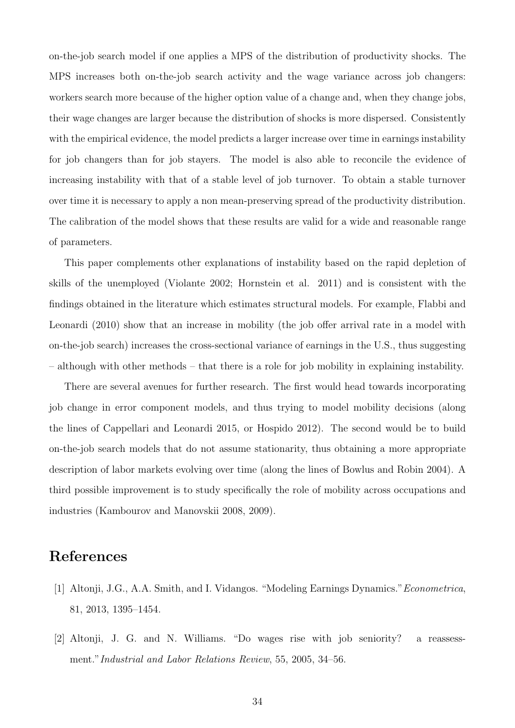on-the-job search model if one applies a MPS of the distribution of productivity shocks. The MPS increases both on-the-job search activity and the wage variance across job changers: workers search more because of the higher option value of a change and, when they change jobs, their wage changes are larger because the distribution of shocks is more dispersed. Consistently with the empirical evidence, the model predicts a larger increase over time in earnings instability for job changers than for job stayers. The model is also able to reconcile the evidence of increasing instability with that of a stable level of job turnover. To obtain a stable turnover over time it is necessary to apply a non mean-preserving spread of the productivity distribution. The calibration of the model shows that these results are valid for a wide and reasonable range of parameters.

This paper complements other explanations of instability based on the rapid depletion of skills of the unemployed (Violante 2002; Hornstein et al. 2011) and is consistent with the findings obtained in the literature which estimates structural models. For example, Flabbi and Leonardi (2010) show that an increase in mobility (the job offer arrival rate in a model with on-the-job search) increases the cross-sectional variance of earnings in the U.S., thus suggesting – although with other methods – that there is a role for job mobility in explaining instability.

There are several avenues for further research. The first would head towards incorporating job change in error component models, and thus trying to model mobility decisions (along the lines of Cappellari and Leonardi 2015, or Hospido 2012). The second would be to build on-the-job search models that do not assume stationarity, thus obtaining a more appropriate description of labor markets evolving over time (along the lines of Bowlus and Robin 2004). A third possible improvement is to study specifically the role of mobility across occupations and industries (Kambourov and Manovskii 2008, 2009).

# References

[1] Altonji, J.G., A.A. Smith, and I. Vidangos. "Modeling Earnings Dynamics." *Econometrica*, 81, 2013, 1395–1454.

[2] Altonji, J. G. and N. Williams. "Do wages rise with job seniority? a reassessment." *Industrial and Labor Relations Review*, 55, 2005, 34–56.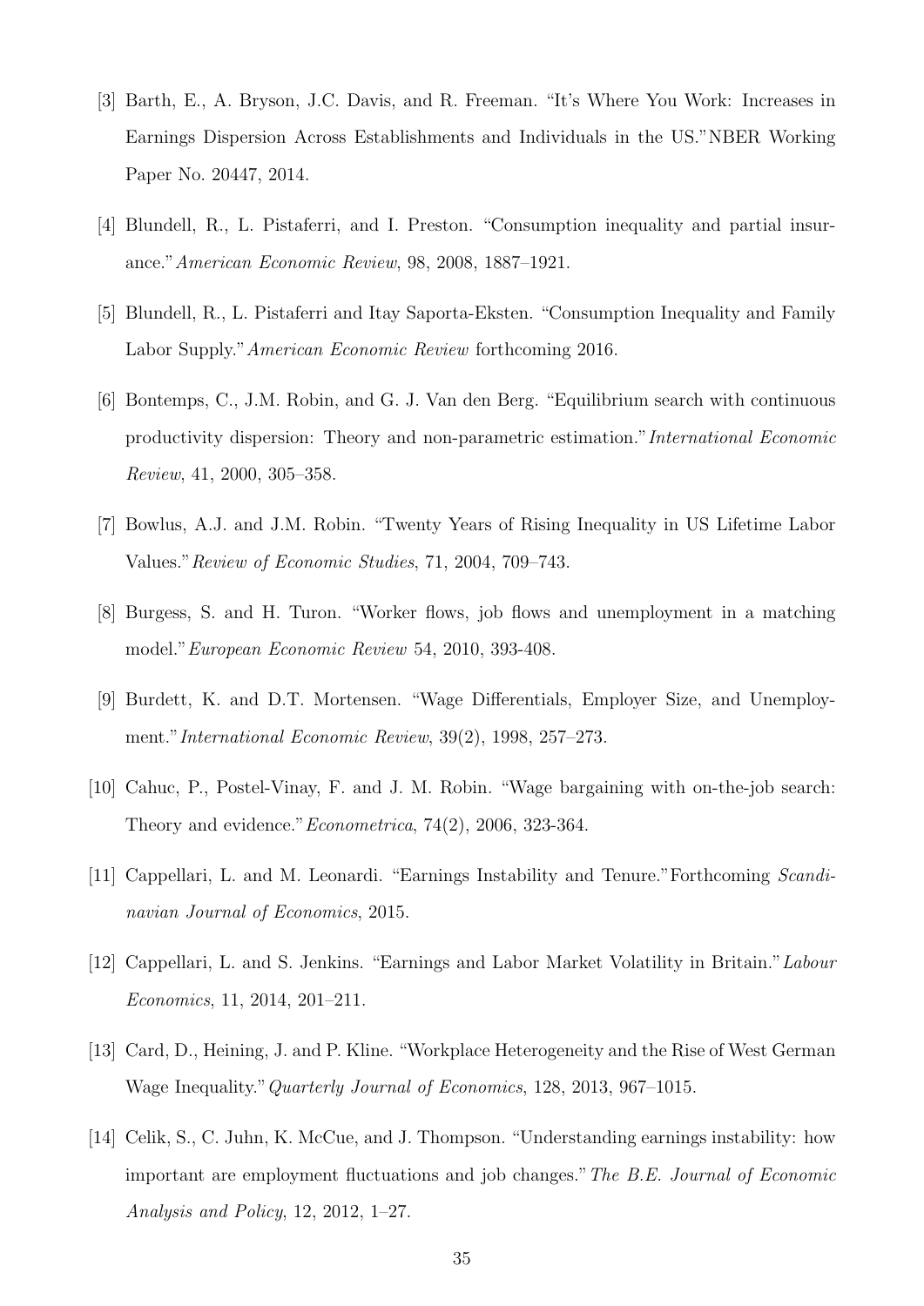[3] Barth, E., A. Bryson, J.C. Davis, and R. Freeman. "It's Where You Work: Increases in Earnings Dispersion Across Establishments and Individuals in the US."NBER Working Paper No. 20447, 2014.

[4] Blundell, R., L. Pistaferri, and I. Preston. "Consumption inequality and partial insurance."*American Economic Review*, 98, 2008, 1887–1921.

[5] Blundell, R., L. Pistaferri and Itay Saporta-Eksten. "Consumption Inequality and Family Labor Supply."*American Economic Review* forthcoming 2016.

[6] Bontemps, C., J.M. Robin, and G. J. Van den Berg. "Equilibrium search with continuous productivity dispersion: Theory and non-parametric estimation."*International Economic Review*, 41, 2000, 305–358.

[7] Bowlus, A.J. and J.M. Robin. "Twenty Years of Rising Inequality in US Lifetime Labor Values."*Review of Economic Studies*, 71, 2004, 709–743.

[8] Burgess, S. and H. Turon. "Worker flows, job flows and unemployment in a matching model."*European Economic Review* 54, 2010, 393-408.

[9] Burdett, K. and D.T. Mortensen. "Wage Differentials, Employer Size, and Unemployment."*International Economic Review*, 39(2), 1998, 257–273.

[10] Cahuc, P., Postel-Vinay, F. and J. M. Robin. "Wage bargaining with on-the-job search: Theory and evidence."*Econometrica*, 74(2), 2006, 323-364.

[11] Cappellari, L. and M. Leonardi. "Earnings Instability and Tenure."Forthcoming *Scandinavian Journal of Economics*, 2015.

[12] Cappellari, L. and S. Jenkins. "Earnings and Labor Market Volatility in Britain."*Labour Economics*, 11, 2014, 201–211.

[13] Card, D., Heining, J. and P. Kline. "Workplace Heterogeneity and the Rise of West German Wage Inequality."*Quarterly Journal of Economics*, 128, 2013, 967–1015.

[14] Celik, S., C. Juhn, K. McCue, and J. Thompson. "Understanding earnings instability: how important are employment fluctuations and job changes."*The B.E. Journal of Economic Analysis and Policy*, 12, 2012, 1–27.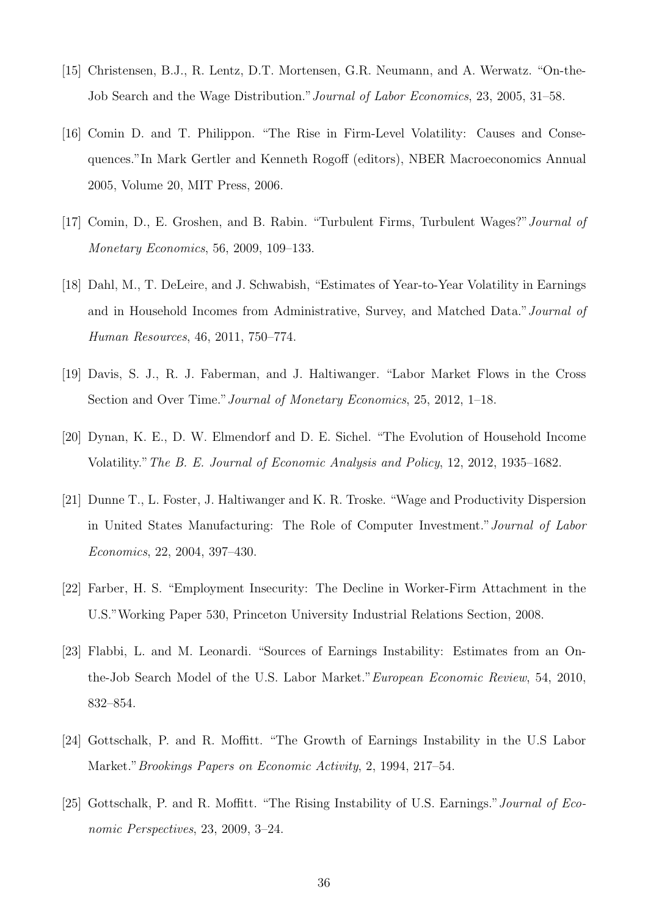[15] Christensen, B.J., R. Lentz, D.T. Mortensen, G.R. Neumann, and A. Werwatz. "On-the-Job Search and the Wage Distribution." *Journal of Labor Economics*, 23, 2005, 31–58.

[16] Comin D. and T. Philippon. "The Rise in Firm-Level Volatility: Causes and Consequences." In Mark Gertler and Kenneth Rogoff (editors), NBER Macroeconomics Annual 2005, Volume 20, MIT Press, 2006.

[17] Comin, D., E. Groshen, and B. Rabin. "Turbulent Firms, Turbulent Wages?" *Journal of Monetary Economics*, 56, 2009, 109–133.

[18] Dahl, M., T. DeLeire, and J. Schwabish, "Estimates of Year-to-Year Volatility in Earnings and in Household Incomes from Administrative, Survey, and Matched Data." *Journal of Human Resources*, 46, 2011, 750–774.

[19] Davis, S. J., R. J. Faberman, and J. Haltiwanger. "Labor Market Flows in the Cross Section and Over Time." *Journal of Monetary Economics*, 25, 2012, 1–18.

[20] Dynan, K. E., D. W. Elmendorf and D. E. Sichel. "The Evolution of Household Income Volatility." *The B. E. Journal of Economic Analysis and Policy*, 12, 2012, 1935–1682.

[21] Dunne T., L. Foster, J. Haltiwanger and K. R. Troske. "Wage and Productivity Dispersion in United States Manufacturing: The Role of Computer Investment." *Journal of Labor Economics*, 22, 2004, 397–430.

[22] Farber, H. S. "Employment Insecurity: The Decline in Worker-Firm Attachment in the U.S." Working Paper 530, Princeton University Industrial Relations Section, 2008.

[23] Flabbi, L. and M. Leonardi. "Sources of Earnings Instability: Estimates from an On-the-Job Search Model of the U.S. Labor Market." *European Economic Review*, 54, 2010, 832–854.

[24] Gottschalk, P. and R. Moffitt. "The Growth of Earnings Instability in the U.S Labor Market." *Brookings Papers on Economic Activity*, 2, 1994, 217–54.

[25] Gottschalk, P. and R. Moffitt. "The Rising Instability of U.S. Earnings." *Journal of Economic Perspectives*, 23, 2009, 3–24.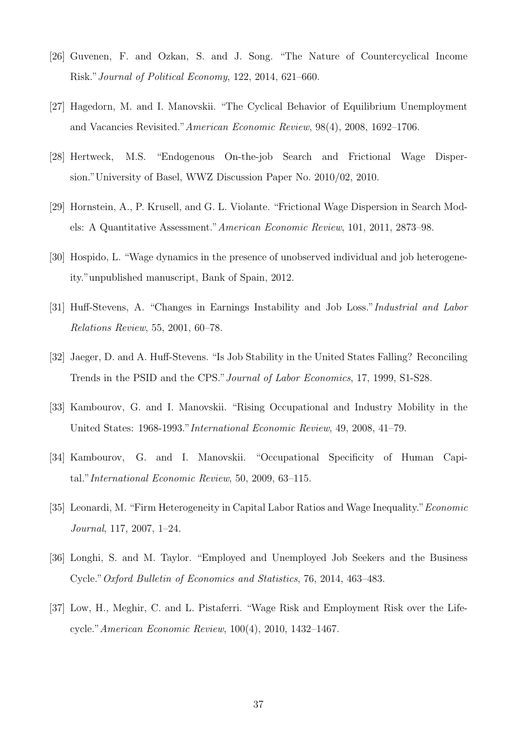[26] Guvenen, F. and Ozkan, S. and J. Song. "The Nature of Countercyclical Income Risk." *Journal of Political Economy*, 122, 2014, 621–660.

[27] Hagedorn, M. and I. Manovskii. "The Cyclical Behavior of Equilibrium Unemployment and Vacancies Revisited." *American Economic Review*, 98(4), 2008, 1692–1706.

[28] Hertweck, M.S. "Endogenous On-the-job Search and Frictional Wage Dispersion." University of Basel, WWZ Discussion Paper No. 2010/02, 2010.

[29] Hornstein, A., P. Krusell, and G. L. Violante. "Frictional Wage Dispersion in Search Models: A Quantitative Assessment." *American Economic Review*, 101, 2011, 2873–98.

[30] Hospido, L. "Wage dynamics in the presence of unobserved individual and job heterogeneity." unpublished manuscript, Bank of Spain, 2012.

[31] Huff-Stevens, A. "Changes in Earnings Instability and Job Loss." *Industrial and Labor Relations Review*, 55, 2001, 60–78.

[32] Jaeger, D. and A. Huff-Stevens. "Is Job Stability in the United States Falling? Reconciling Trends in the PSID and the CPS." *Journal of Labor Economics*, 17, 1999, S1-S28.

[33] Kambourov, G. and I. Manovskii. "Rising Occupational and Industry Mobility in the United States: 1968-1993." *International Economic Review*, 49, 2008, 41–79.

[34] Kambourov, G. and I. Manovskii. "Occupational Specificity of Human Capital." *International Economic Review*, 50, 2009, 63–115.

[35] Leonardi, M. "Firm Heterogeneity in Capital Labor Ratios and Wage Inequality." *Economic Journal*, 117, 2007, 1–24.

[36] Longhi, S. and M. Taylor. "Employed and Unemployed Job Seekers and the Business Cycle." *Oxford Bulletin of Economics and Statistics*, 76, 2014, 463–483.

[37] Low, H., Meghir, C. and L. Pistaferri. "Wage Risk and Employment Risk over the Lifecycle." *American Economic Review*, 100(4), 2010, 1432–1467.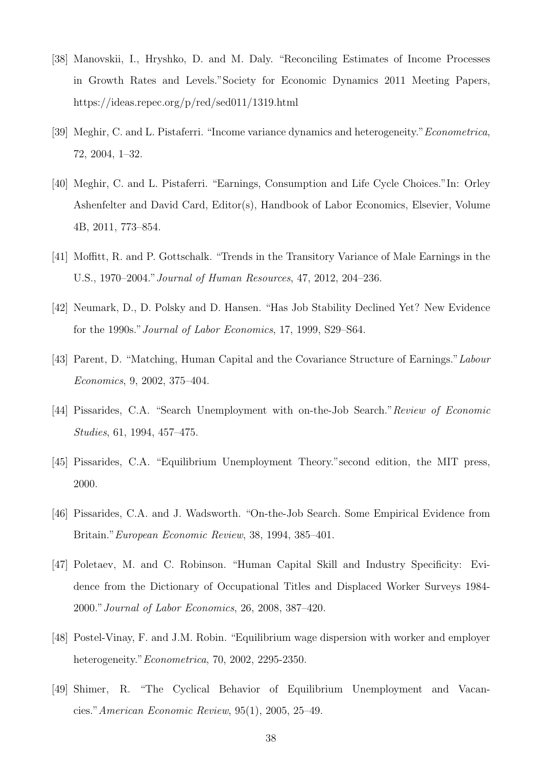[38] Manovskii, I., Hryshko, D. and M. Daly. "Reconciling Estimates of Income Processes in Growth Rates and Levels."Society for Economic Dynamics 2011 Meeting Papers, https://ideas.repec.org/p/red/sed011/1319.html

[39] Meghir, C. and L. Pistaferri. "Income variance dynamics and heterogeneity."*Econometrica*, 72, 2004, 1–32.

[40] Meghir, C. and L. Pistaferri. "Earnings, Consumption and Life Cycle Choices."In: Orley Ashenfelter and David Card, Editor(s), Handbook of Labor Economics, Elsevier, Volume 4B, 2011, 773–854.

[41] Moffitt, R. and P. Gottschalk. "Trends in the Transitory Variance of Male Earnings in the U.S., 1970–2004."*Journal of Human Resources*, 47, 2012, 204–236.

[42] Neumark, D., D. Polsky and D. Hansen. "Has Job Stability Declined Yet? New Evidence for the 1990s."*Journal of Labor Economics*, 17, 1999, S29–S64.

[43] Parent, D. "Matching, Human Capital and the Covariance Structure of Earnings."*Labour Economics*, 9, 2002, 375–404.

[44] Pissarides, C.A. "Search Unemployment with on-the-Job Search."*Review of Economic Studies*, 61, 1994, 457–475.

[45] Pissarides, C.A. "Equilibrium Unemployment Theory."second edition, the MIT press, 2000.

[46] Pissarides, C.A. and J. Wadsworth. "On-the-Job Search. Some Empirical Evidence from Britain."*European Economic Review*, 38, 1994, 385–401.

[47] Poletaev, M. and C. Robinson. "Human Capital Skill and Industry Specificity: Evidence from the Dictionary of Occupational Titles and Displaced Worker Surveys 1984-2000."*Journal of Labor Economics*, 26, 2008, 387–420.

[48] Postel-Vinay, F. and J.M. Robin. "Equilibrium wage dispersion with worker and employer heterogeneity."*Econometrica*, 70, 2002, 2295-2350.

[49] Shimer, R. "The Cyclical Behavior of Equilibrium Unemployment and Vacancies."*American Economic Review*, 95(1), 2005, 25–49.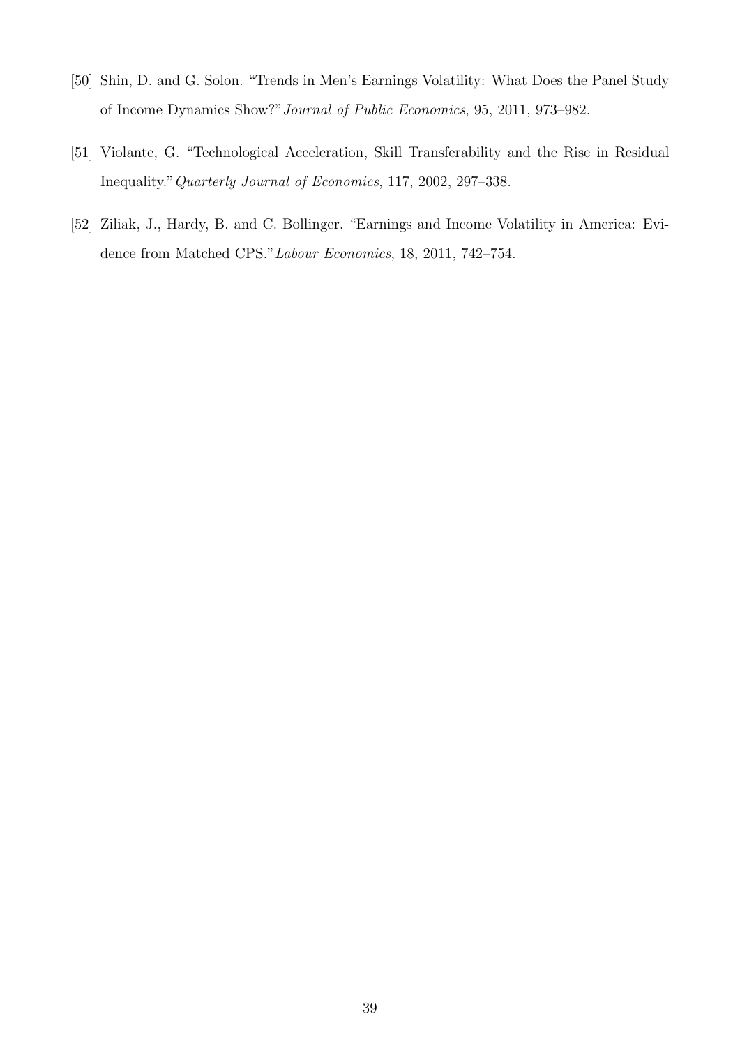[50] Shin, D. and G. Solon. "Trends in Men's Earnings Volatility: What Does the Panel Study of Income Dynamics Show?" *Journal of Public Economics*, 95, 2011, 973–982.

[51] Violante, G. "Technological Acceleration, Skill Transferability and the Rise in Residual Inequality." *Quarterly Journal of Economics*, 117, 2002, 297–338.

[52] Ziliak, J., Hardy, B. and C. Bollinger. "Earnings and Income Volatility in America: Evidence from Matched CPS." *Labour Economics*, 18, 2011, 742–754.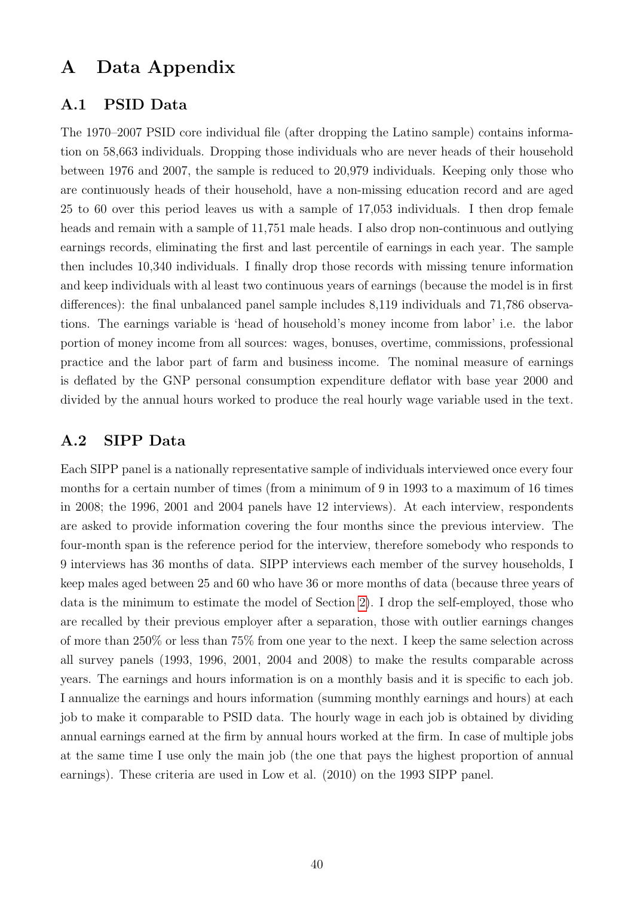# A Data Appendix

## A.1 PSID Data

The 1970–2007 PSID core individual file (after dropping the Latino sample) contains information on 58,663 individuals. Dropping those individuals who are never heads of their household between 1976 and 2007, the sample is reduced to 20,979 individuals. Keeping only those who are continuously heads of their household, have a non-missing education record and are aged 25 to 60 over this period leaves us with a sample of 17,053 individuals. I then drop female heads and remain with a sample of 11,751 male heads. I also drop non-continuous and outlying earnings records, eliminating the first and last percentile of earnings in each year. The sample then includes 10,340 individuals. I finally drop those records with missing tenure information and keep individuals with al least two continuous years of earnings (because the model is in first differences): the final unbalanced panel sample includes 8,119 individuals and 71,786 observations. The earnings variable is 'head of household's money income from labor' i.e. the labor portion of money income from all sources: wages, bonuses, overtime, commissions, professional practice and the labor part of farm and business income. The nominal measure of earnings is deflated by the GNP personal consumption expenditure deflator with base year 2000 and divided by the annual hours worked to produce the real hourly wage variable used in the text.

## A.2 SIPP Data

Each SIPP panel is a nationally representative sample of individuals interviewed once every four months for a certain number of times (from a minimum of 9 in 1993 to a maximum of 16 times in 2008; the 1996, 2001 and 2004 panels have 12 interviews). At each interview, respondents are asked to provide information covering the four months since the previous interview. The four-month span is the reference period for the interview, therefore somebody who responds to 9 interviews has 36 months of data. SIPP interviews each member of the survey households, I keep males aged between 25 and 60 who have 36 or more months of data (because three years of data is the minimum to estimate the model of Section 2). I drop the self-employed, those who are recalled by their previous employer after a separation, those with outlier earnings changes of more than 250% or less than 75% from one year to the next. I keep the same selection across all survey panels (1993, 1996, 2001, 2004 and 2008) to make the results comparable across years. The earnings and hours information is on a monthly basis and it is specific to each job. I annualize the earnings and hours information (summing monthly earnings and hours) at each job to make it comparable to PSID data. The hourly wage in each job is obtained by dividing annual earnings earned at the firm by annual hours worked at the firm. In case of multiple jobs at the same time I use only the main job (the one that pays the highest proportion of annual earnings). These criteria are used in Low et al. (2010) on the 1993 SIPP panel.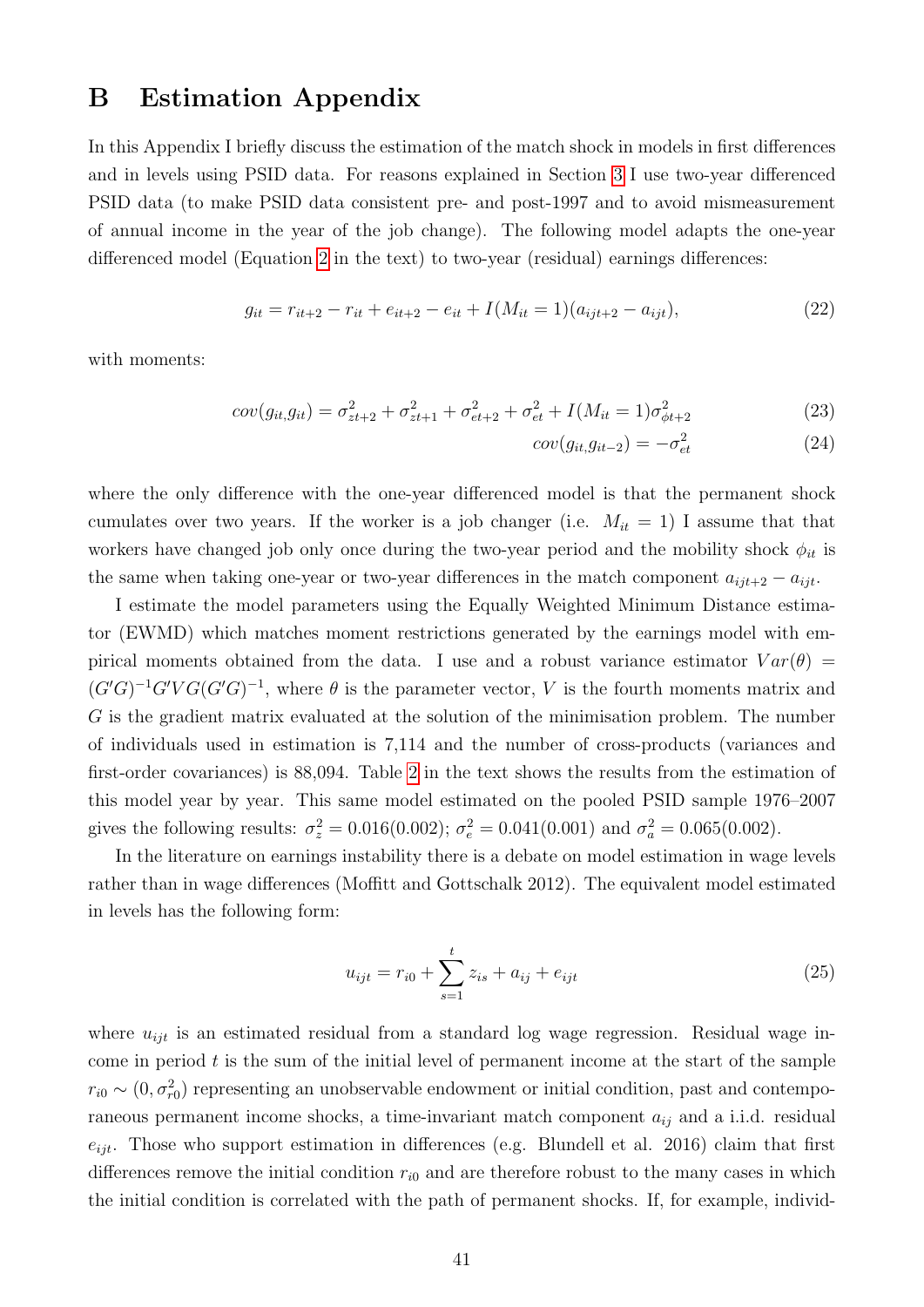# B Estimation Appendix

In this Appendix I briefly discuss the estimation of the match shock in models in first differences and in levels using PSID data. For reasons explained in Section 3 I use two-year differenced PSID data (to make PSID data consistent pre- and post-1997 and to avoid mismeasurement of annual income in the year of the job change). The following model adapts the one-year differenced model (Equation 2 in the text) to two-year (residual) earnings differences:

$$g_{it} = r_{it+2} - r_{it} + e_{it+2} - e_{it} + I(M_{it} = 1)(a_{ijt+2} - a_{ijt}), \tag{22}$$

with moments:

$$cov(g_{it,} g_{it}) = \sigma^2_{zt+2} + \sigma^2_{zt+1} + \sigma^2_{et+2} + \sigma^2_{et} + I(M_{it} = 1)\sigma^2_{\phi t+2} \tag{23}$$

$$cov(g_{it,} g_{it-2}) = -\sigma^2_{et} \tag{24}$$

where the only difference with the one-year differenced model is that the permanent shock cumulates over two years. If the worker is a job changer (i.e. $M_{it} = 1$) I assume that that workers have changed job only once during the two-year period and the mobility shock $\phi_{it}$ is the same when taking one-year or two-year differences in the match component $a_{ijt+2} - a_{ijt}$.

I estimate the model parameters using the Equally Weighted Minimum Distance estimator (EWMD) which matches moment restrictions generated by the earnings model with empirical moments obtained from the data. I use and a robust variance estimator $Var(\theta) = (G'G)^{-1}G'VG(G'G)^{-1}$, where $\theta$ is the parameter vector, $V$ is the fourth moments matrix and $G$ is the gradient matrix evaluated at the solution of the minimisation problem. The number of individuals used in estimation is 7,114 and the number of cross-products (variances and first-order covariances) is 88,094. Table 2 in the text shows the results from the estimation of this model year by year. This same model estimated on the pooled PSID sample 1976–2007 gives the following results: $\sigma^2_z = 0.016(0.002)$; $\sigma^2_e = 0.041(0.001)$ and $\sigma^2_a = 0.065(0.002)$.

In the literature on earnings instability there is a debate on model estimation in wage levels rather than in wage differences (Moffitt and Gottschalk 2012). The equivalent model estimated in levels has the following form:

$$u_{ijt} = r_{i0} + \sum_{s=1}^{t} z_{is} + a_{ij} + e_{ijt} \tag{25}$$

where $u_{ijt}$ is an estimated residual from a standard log wage regression. Residual wage income in period $t$ is the sum of the initial level of permanent income at the start of the sample $r_{i0} \sim (0, \sigma^2_{r0})$ representing an unobservable endowment or initial condition, past and contemporaneous permanent income shocks, a time-invariant match component $a_{ij}$ and a i.i.d. residual $e_{ijt}$. Those who support estimation in differences (e.g. Blundell et al. 2016) claim that first differences remove the initial condition $r_{i0}$ and are therefore robust to the many cases in which the initial condition is correlated with the path of permanent shocks. If, for example, individ-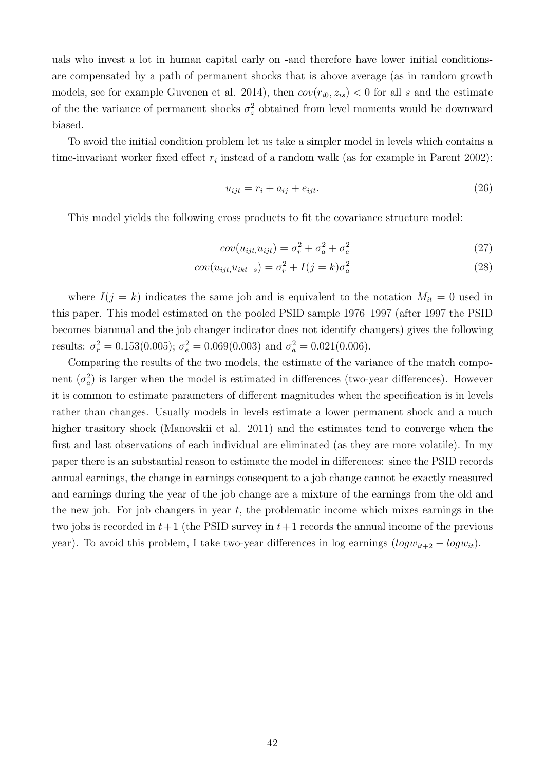uals who invest a lot in human capital early on -and therefore have lower initial conditions- are compensated by a path of permanent shocks that is above average (as in random growth models, see for example Guvenen et al. 2014), then $cov(r_{i0}, z_{is}) < 0$ for all $s$ and the estimate of the the variance of permanent shocks $\sigma_z^2$ obtained from level moments would be downward biased.

To avoid the initial condition problem let us take a simpler model in levels which contains a time-invariant worker fixed effect $r_i$ instead of a random walk (as for example in Parent 2002):

$$u_{ijt} = r_i + a_{ij} + e_{ijt}. \tag{26}$$

This model yields the following cross products to fit the covariance structure model:

$$cov(u_{ijt,}u_{ijt}) = \sigma_r^2 + \sigma_a^2 + \sigma_e^2 \tag{27}$$

$$cov(u_{ijt,}u_{ikt-s}) = \sigma_r^2 + I(j = k)\sigma_a^2 \tag{28}$$

where $I(j = k)$ indicates the same job and is equivalent to the notation $M_{it} = 0$ used in this paper. This model estimated on the pooled PSID sample 1976–1997 (after 1997 the PSID becomes biannual and the job changer indicator does not identify changers) gives the following results: $\sigma_r^2 = 0.153(0.005)$; $\sigma_e^2 = 0.069(0.003)$ and $\sigma_a^2 = 0.021(0.006)$.

Comparing the results of the two models, the estimate of the variance of the match component ($\sigma_a^2$) is larger when the model is estimated in differences (two-year differences). However it is common to estimate parameters of different magnitudes when the specification is in levels rather than changes. Usually models in levels estimate a lower permanent shock and a much higher trasitory shock (Manovskii et al. 2011) and the estimates tend to converge when the first and last observations of each individual are eliminated (as they are more volatile). In my paper there is an substantial reason to estimate the model in differences: since the PSID records annual earnings, the change in earnings consequent to a job change cannot be exactly measured and earnings during the year of the job change are a mixture of the earnings from the old and the new job. For job changers in year $t$, the problematic income which mixes earnings in the two jobs is recorded in $t+1$ (the PSID survey in $t+1$ records the annual income of the previous year). To avoid this problem, I take two-year differences in log earnings ($logw_{it+2} - logw_{it}$).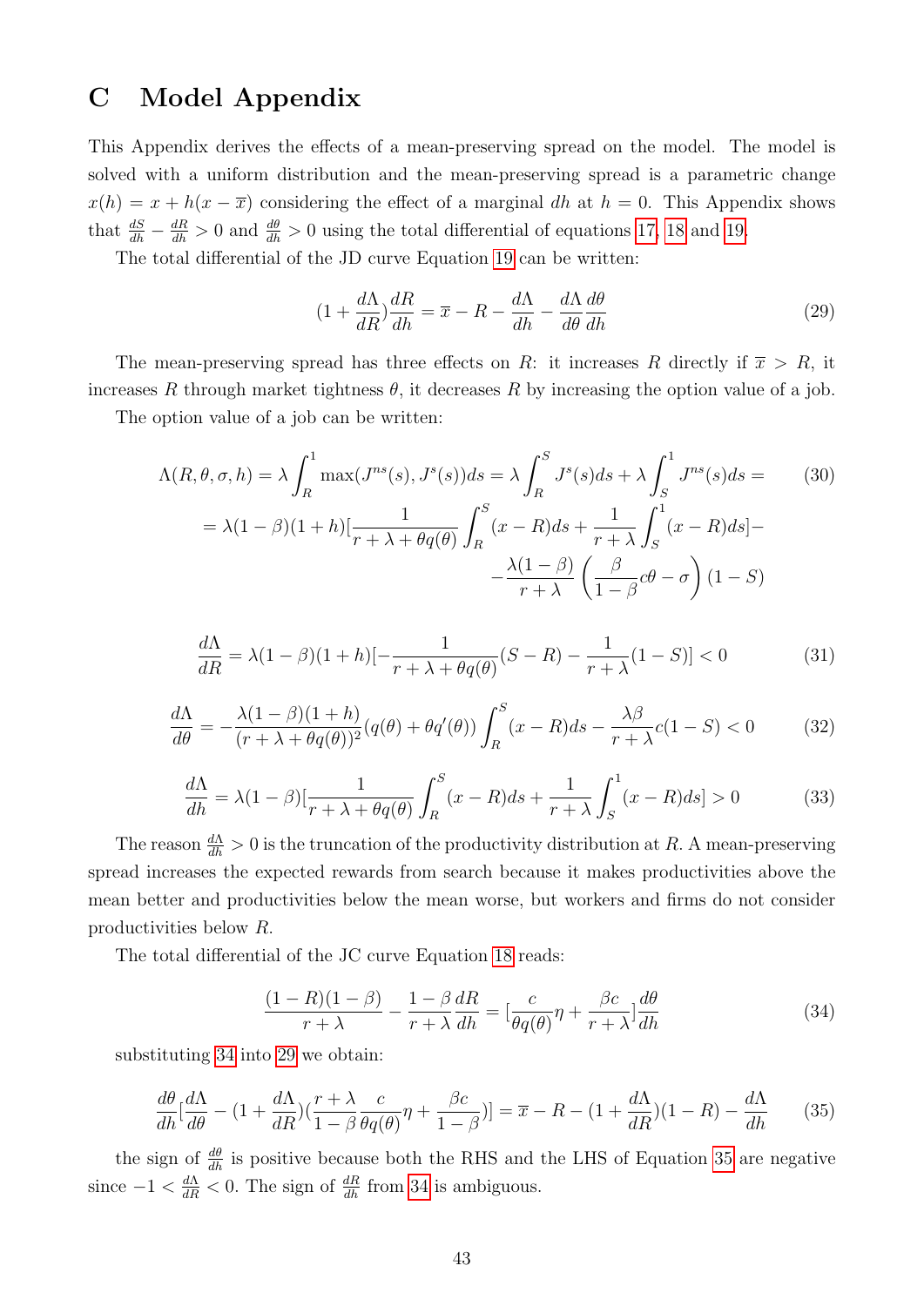# C Model Appendix

This Appendix derives the effects of a mean-preserving spread on the model. The model is solved with a uniform distribution and the mean-preserving spread is a parametric change $x(h) = x + h(x - \overline{x})$ considering the effect of a marginal $dh$ at $h = 0$. This Appendix shows that $\frac{dS}{dh} - \frac{dR}{dh} > 0$ and $\frac{d\theta}{dh} > 0$ using the total differential of equations 17, 18 and 19.

The total differential of the JD curve Equation 19 can be written:

$$(1 + \frac{d\Lambda}{dR})\frac{dR}{dh} = \overline{x} - R - \frac{d\Lambda}{dh} - \frac{d\Lambda}{d\theta}\frac{d\theta}{dh} \tag{29}$$

The mean-preserving spread has three effects on $R$: it increases $R$ directly if $\overline{x} > R$, it increases $R$ through market tightness $\theta$, it decreases $R$ by increasing the option value of a job.

The option value of a job can be written:

$$\begin{aligned}\Lambda(R, \theta, \sigma, h) &= \lambda \int_R^1 \max(J^{ns}(s), J^s(s))ds = \lambda \int_R^S J^s(s)ds + \lambda \int_S^1 J^{ns}(s)ds = \\ &= \lambda(1-\beta)(1+h)[\frac{1}{r+\lambda+\theta q(\theta)}\int_R^S (x-R)ds + \frac{1}{r+\lambda}\int_S^1 (x-R)ds] - \\ &\quad - \frac{\lambda(1-\beta)}{r+\lambda}\left(\frac{\beta}{1-\beta}c\theta - \sigma\right)(1-S)\end{aligned} \tag{30}$$

$$\frac{d\Lambda}{dR} = \lambda(1-\beta)(1+h)[-\frac{1}{r+\lambda+\theta q(\theta)}(S-R) - \frac{1}{r+\lambda}(1-S)] < 0 \tag{31}$$

$$\frac{d\Lambda}{d\theta} = -\frac{\lambda(1-\beta)(1+h)}{(r+\lambda+\theta q(\theta))^2}(q(\theta) + \theta q'(\theta))\int_R^S (x-R)ds - \frac{\lambda\beta}{r+\lambda}c(1-S) < 0 \tag{32}$$

$$\frac{d\Lambda}{dh} = \lambda(1-\beta)[\frac{1}{r+\lambda+\theta q(\theta)}\int_R^S (x-R)ds + \frac{1}{r+\lambda}\int_S^1 (x-R)ds] > 0 \tag{33}$$

The reason $\frac{d\Lambda}{dh} > 0$ is the truncation of the productivity distribution at $R$. A mean-preserving spread increases the expected rewards from search because it makes productivities above the mean better and productivities below the mean worse, but workers and firms do not consider productivities below $R$.

The total differential of the JC curve Equation 18 reads:

$$\frac{(1-R)(1-\beta)}{r+\lambda} - \frac{1-\beta}{r+\lambda}\frac{dR}{dh} = [\frac{c}{\theta q(\theta)}\eta + \frac{\beta c}{r+\lambda}]\frac{d\theta}{dh} \tag{34}$$

substituting 34 into 29 we obtain:

$$\frac{d\theta}{dh}[\frac{d\Lambda}{d\theta} - (1 + \frac{d\Lambda}{dR})(\frac{r+\lambda}{1-\beta}\frac{c}{\theta q(\theta)}\eta + \frac{\beta c}{1-\beta})] = \overline{x} - R - (1 + \frac{d\Lambda}{dR})(1-R) - \frac{d\Lambda}{dh} \tag{35}$$

the sign of $\frac{d\theta}{dh}$ is positive because both the RHS and the LHS of Equation 35 are negative since $-1 < \frac{d\Lambda}{dR} < 0$. The sign of $\frac{dR}{dh}$ from 34 is ambiguous.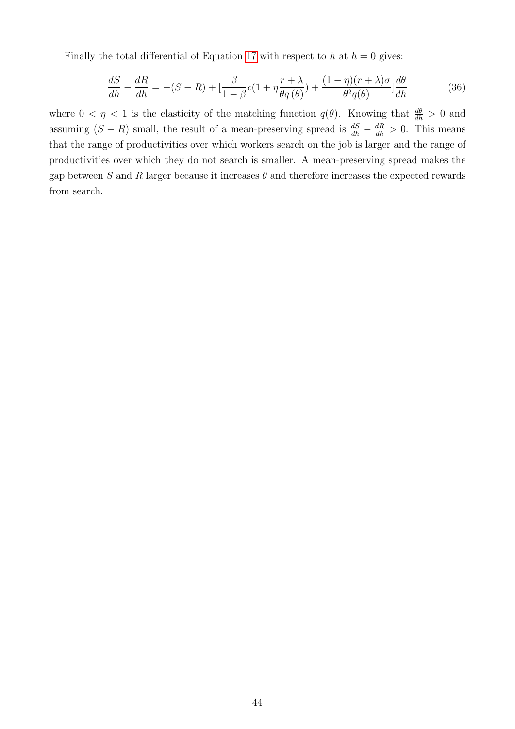Finally the total differential of Equation 17 with respect to $h$ at $h = 0$ gives:

$$\frac{dS}{dh} - \frac{dR}{dh} = -(S - R) + [\frac{\beta}{1-\beta}c(1 + \eta\frac{r+\lambda}{\theta q(\theta)}) + \frac{(1-\eta)(r+\lambda)\sigma}{\theta^2 q(\theta)}]\frac{d\theta}{dh} \tag{36}$$

where $0 < \eta < 1$ is the elasticity of the matching function $q(\theta)$. Knowing that $\frac{d\theta}{dh} > 0$ and assuming $(S - R)$ small, the result of a mean-preserving spread is $\frac{dS}{dh} - \frac{dR}{dh} > 0$. This means that the range of productivities over which workers search on the job is larger and the range of productivities over which they do not search is smaller. A mean-preserving spread makes the gap between $S$ and $R$ larger because it increases $\theta$ and therefore increases the expected rewards from search.